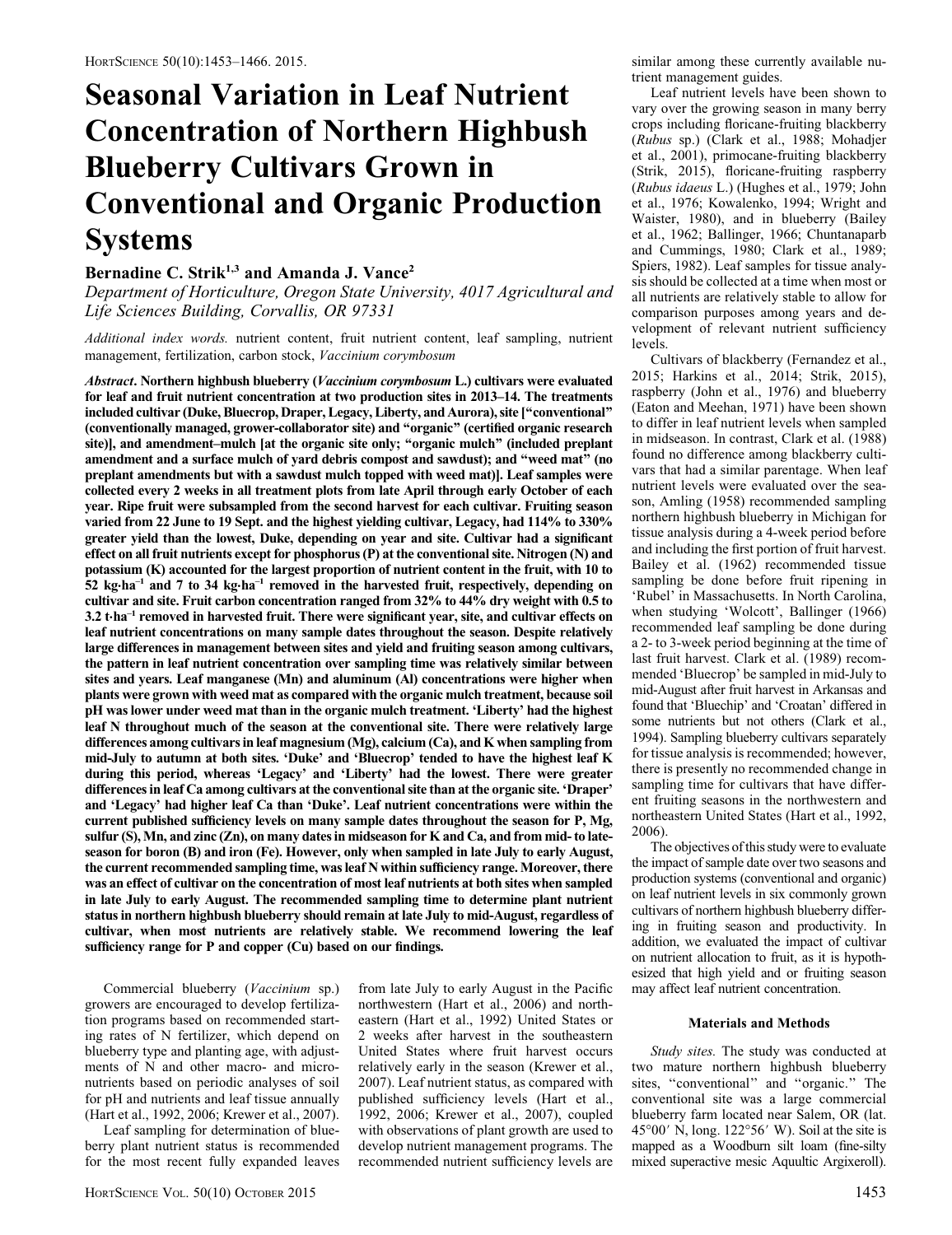# Seasonal Variation in Leaf Nutrient Concentration of Northern Highbush Blueberry Cultivars Grown in Conventional and Organic Production Systems

**Bernadine C. Strik[1,3] and Amanda J. Vance[2]**

*Department of Horticulture, Oregon State University, 4017 Agricultural and Life Sciences Building, Corvallis, OR 97331*

*Additional index words.* nutrient content, fruit nutrient content, leaf sampling, nutrient management, fertilization, carbon stock, *Vaccinium corymbosum*

***Abstract*. Northern highbush blueberry (*Vaccinium corymbosum* L.) cultivars were evaluated for leaf and fruit nutrient concentration at two production sites in 2013–14. The treatments included cultivar (Duke, Bluecrop, Draper, Legacy, Liberty, and Aurora), site ["conventional" (conventionally managed, grower-collaborator site) and "organic" (certified organic research site)], and amendment–mulch [at the organic site only; "organic mulch" (included preplant amendment and a surface mulch of yard debris compost and sawdust); and "weed mat" (no preplant amendments but with a sawdust mulch topped with weed mat)]. Leaf samples were collected every 2 weeks in all treatment plots from late April through early October of each year. Ripe fruit were subsampled from the second harvest for each cultivar. Fruiting season varied from 22 June to 19 Sept. and the highest yielding cultivar, Legacy, had 114% to 330% greater yield than the lowest, Duke, depending on year and site. Cultivar had a significant effect on all fruit nutrients except for phosphorus (P) at the conventional site. Nitrogen (N) and potassium (K) accounted for the largest proportion of nutrient content in the fruit, with 10 to 52 $kg \cdot ha^{-1}$ and 7 to 34 $kg \cdot ha^{-1}$ removed in the harvested fruit, respectively, depending on cultivar and site. Fruit carbon concentration ranged from 32% to 44% dry weight with 0.5 to 3.2 $t \cdot ha^{-1}$ removed in harvested fruit. There were significant year, site, and cultivar effects on leaf nutrient concentrations on many sample dates throughout the season. Despite relatively large differences in management between sites and yield and fruiting season among cultivars, the pattern in leaf nutrient concentration over sampling time was relatively similar between sites and years. Leaf manganese (Mn) and aluminum (Al) concentrations were higher when plants were grown with weed mat as compared with the organic mulch treatment, because soil pH was lower under weed mat than in the organic mulch treatment. 'Liberty' had the highest leaf N throughout much of the season at the conventional site. There were relatively large differences among cultivars in leaf magnesium (Mg), calcium (Ca), and K when sampling from mid-July to autumn at both sites. 'Duke' and 'Bluecrop' tended to have the highest leaf K during this period, whereas 'Legacy' and 'Liberty' had the lowest. There were greater differences in leaf Ca among cultivars at the conventional site than at the organic site. 'Draper' and 'Legacy' had higher leaf Ca than 'Duke'. Leaf nutrient concentrations were within the current published sufficiency levels on many sample dates throughout the season for P, Mg, sulfur (S), Mn, and zinc (Zn), on many dates in midseason for K and Ca, and from mid- to late-season for boron (B) and iron (Fe). However, only when sampled in late July to early August, the current recommended sampling time, was leaf N within sufficiency range. Moreover, there was an effect of cultivar on the concentration of most leaf nutrients at both sites when sampled in late July to early August. The recommended sampling time to determine plant nutrient status in northern highbush blueberry should remain at late July to mid-August, regardless of cultivar, when most nutrients are relatively stable. We recommend lowering the leaf sufficiency range for P and copper (Cu) based on our findings.**

Commercial blueberry (*Vaccinium* sp.) growers are encouraged to develop fertilization programs based on recommended starting rates of N fertilizer, which depend on blueberry type and planting age, with adjustments of N and other macro- and micronutrients based on periodic analyses of soil for pH and nutrients and leaf tissue annually (Hart et al., 1992, 2006; Krewer et al., 2007).

Leaf sampling for determination of blueberry plant nutrient status is recommended for the most recent fully expanded leaves from late July to early August in the Pacific northwestern (Hart et al., 2006) and northeastern (Hart et al., 1992) United States or 2 weeks after harvest in the southeastern United States where fruit harvest occurs relatively early in the season (Krewer et al., 2007). Leaf nutrient status, as compared with published sufficiency levels (Hart et al., 1992, 2006; Krewer et al., 2007), coupled with observations of plant growth are used to develop nutrient management programs. The recommended nutrient sufficiency levels are similar among these currently available nutrient management guides.

Leaf nutrient levels have been shown to vary over the growing season in many berry crops including floricane-fruiting blackberry (*Rubus* sp.) (Clark et al., 1988; Mohadjer et al., 2001), primocane-fruiting blackberry (Strik, 2015), floricane-fruiting raspberry (*Rubus idaeus* L.) (Hughes et al., 1979; John et al., 1976; Kowalenko, 1994; Wright and Waister, 1980), and in blueberry (Bailey et al., 1962; Ballinger, 1966; Chuntanaparb and Cummings, 1980; Clark et al., 1989; Spiers, 1982). Leaf samples for tissue analysis should be collected at a time when most or all nutrients are relatively stable to allow for comparison purposes among years and development of relevant nutrient sufficiency levels.

Cultivars of blackberry (Fernandez et al., 2015; Harkins et al., 2014; Strik, 2015), raspberry (John et al., 1976) and blueberry (Eaton and Meehan, 1971) have been shown to differ in leaf nutrient levels when sampled in midseason. In contrast, Clark et al. (1988) found no difference among blackberry cultivars that had a similar parentage. When leaf nutrient levels were evaluated over the season, Amling (1958) recommended sampling northern highbush blueberry in Michigan for tissue analysis during a 4-week period before and including the first portion of fruit harvest. Bailey et al. (1962) recommended tissue sampling be done before fruit ripening in 'Rubel' in Massachusetts. In North Carolina, when studying 'Wolcott', Ballinger (1966) recommended leaf sampling be done during a 2- to 3-week period beginning at the time of last fruit harvest. Clark et al. (1989) recommended 'Bluecrop' be sampled in mid-July to mid-August after fruit harvest in Arkansas and found that 'Bluechip' and 'Croatan' differed in some nutrients but not others (Clark et al., 1994). Sampling blueberry cultivars separately for tissue analysis is recommended; however, there is presently no recommended change in sampling time for cultivars that have different fruiting seasons in the northwestern and northeastern United States (Hart et al., 1992, 2006).

The objectives of this study were to evaluate the impact of sample date over two seasons and production systems (conventional and organic) on leaf nutrient levels in six commonly grown cultivars of northern highbush blueberry differing in fruiting season and productivity. In addition, we evaluated the impact of cultivar on nutrient allocation to fruit, as it is hypothesized that high yield and or fruiting season may affect leaf nutrient concentration.

## Materials and Methods

*Study sites.* The study was conducted at two mature northern highbush blueberry sites, "conventional" and "organic." The conventional site was a large commercial blueberry farm located near Salem, OR (lat. 45°00′ N, long. 122°56′ W). Soil at the site is mapped as a Woodburn silt loam (fine-silty mixed superactive mesic Aquultic Argixeroll).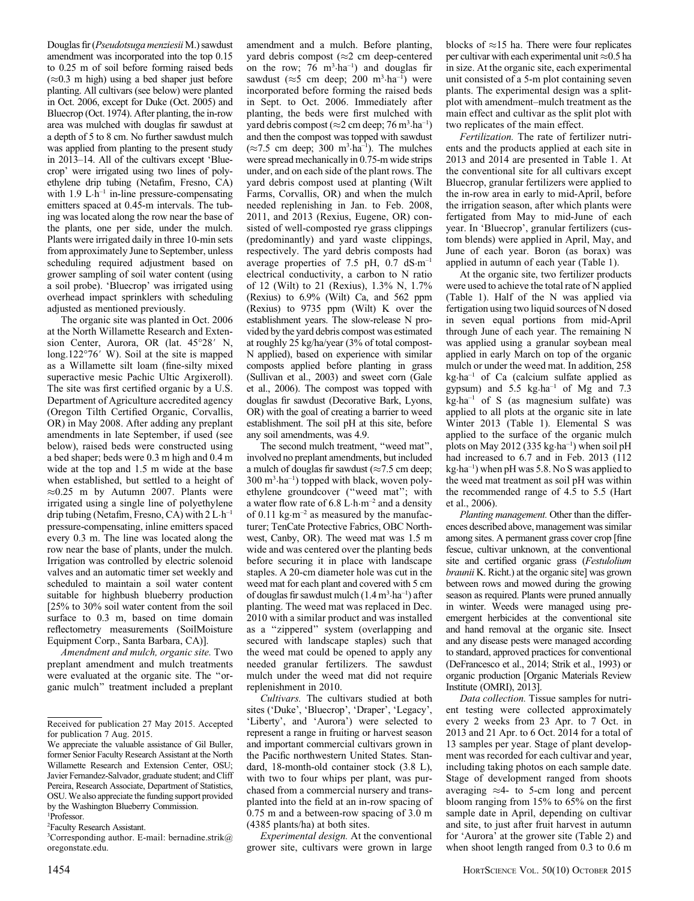Douglas fir (*Pseudotsuga menziesii* M.) sawdust amendment was incorporated into the top 0.15 to 0.25 m of soil before forming raised beds (≈0.3 m high) using a bed shaper just before planting. All cultivars (see below) were planted in Oct. 2006, except for Duke (Oct. 2005) and Bluecrop (Oct. 1974). After planting, the in-row area was mulched with douglas fir sawdust at a depth of 5 to 8 cm. No further sawdust mulch was applied from planting to the present study in 2013–14. All of the cultivars except 'Bluecrop' were irrigated using two lines of polyethylene drip tubing (Netafim, Fresno, CA) with 1.9 $L \cdot h^{-1}$ in-line pressure-compensating emitters spaced at 0.45-m intervals. The tubing was located along the row near the base of the plants, one per side, under the mulch. Plants were irrigated daily in three 10-min sets from approximately June to September, unless scheduling required adjustment based on grower sampling of soil water content (using a soil probe). 'Bluecrop' was irrigated using overhead impact sprinklers with scheduling adjusted as mentioned previously.

The organic site was planted in Oct. 2006 at the North Willamette Research and Extension Center, Aurora, OR (lat. 45°28′ N, long.122°76′ W). Soil at the site is mapped as a Willamette silt loam (fine-silty mixed superactive mesic Pachic Ultic Argixeroll). The site was first certified organic by a U.S. Department of Agriculture accredited agency (Oregon Tilth Certified Organic, Corvallis, OR) in May 2008. After adding any preplant amendments in late September, if used (see below), raised beds were constructed using a bed shaper; beds were 0.3 m high and 0.4 m wide at the top and 1.5 m wide at the base when established, but settled to a height of ≈0.25 m by Autumn 2007. Plants were irrigated using a single line of polyethylene drip tubing (Netafim, Fresno, CA) with 2 $L \cdot h^{-1}$ pressure-compensating, inline emitters spaced every 0.3 m. The line was located along the row near the base of plants, under the mulch. Irrigation was controlled by electric solenoid valves and an automatic timer set weekly and scheduled to maintain a soil water content suitable for highbush blueberry production [25% to 30% soil water content from the soil surface to 0.3 m, based on time domain reflectometry measurements (SoilMoisture Equipment Corp., Santa Barbara, CA)].

*Amendment and mulch, organic site.* Two preplant amendment and mulch treatments were evaluated at the organic site. The "organic mulch" treatment included a preplant amendment and a mulch. Before planting, yard debris compost (≈2 cm deep-centered on the row; 76 $m^3 \cdot ha^{-1}$) and douglas fir sawdust (≈5 cm deep; 200 $m^3 \cdot ha^{-1}$) were incorporated before forming the raised beds in Sept. to Oct. 2006. Immediately after planting, the beds were first mulched with yard debris compost (≈2 cm deep; 76 $m^3 \cdot ha^{-1}$) and then the compost was topped with sawdust (≈7.5 cm deep; 300 $m^3 \cdot ha^{-1}$). The mulches were spread mechanically in 0.75-m wide strips under, and on each side of the plant rows. The yard debris compost used at planting (Wilt Farms, Corvallis, OR) and when the mulch needed replenishing in Jan. to Feb. 2008, 2011, and 2013 (Rexius, Eugene, OR) consisted of well-composted rye grass clippings (predominantly) and yard waste clippings, respectively. The yard debris composts had average properties of 7.5 pH, 0.7 $dS \cdot m^{-1}$ electrical conductivity, a carbon to N ratio of 12 (Wilt) to 21 (Rexius), 1.3% N, 1.7% (Rexius) to 6.9% (Wilt) Ca, and 562 ppm (Rexius) to 9735 ppm (Wilt) K over the establishment years. The slow-release N provided by the yard debris compost was estimated at roughly 25 kg/ha/year (3% of total compost-N applied), based on experience with similar composts applied before planting in grass (Sullivan et al., 2003) and sweet corn (Gale et al., 2006). The compost was topped with douglas fir sawdust (Decorative Bark, Lyons, OR) with the goal of creating a barrier to weed establishment. The soil pH at this site, before any soil amendments, was 4.9.

The second mulch treatment, "weed mat", involved no preplant amendments, but included a mulch of douglas fir sawdust (≈7.5 cm deep; 300 $m^3 \cdot ha^{-1}$) topped with black, woven polyethylene groundcover ("weed mat"; with a water flow rate of 6.8 $L \cdot h \cdot m^{-2}$ and a density of 0.11 $kg \cdot m^{-2}$ as measured by the manufacturer; TenCate Protective Fabrics, OBC Northwest, Canby, OR). The weed mat was 1.5 m wide and was centered over the planting beds before securing it in place with landscape staples. A 20-cm diameter hole was cut in the weed mat for each plant and covered with 5 cm of douglas fir sawdust mulch (1.4 $m^3 \cdot ha^{-1}$) after planting. The weed mat was replaced in Dec. 2010 with a similar product and was installed as a "zippered" system (overlapping and secured with landscape staples) such that the weed mat could be opened to apply any needed granular fertilizers. The sawdust mulch under the weed mat did not require replenishment in 2010.

*Cultivars.* The cultivars studied at both sites ('Duke', 'Bluecrop', 'Draper', 'Legacy', 'Liberty', and 'Aurora') were selected to represent a range in fruiting or harvest season and important commercial cultivars grown in the Pacific northwestern United States. Standard, 18-month-old container stock (3.8 L), with two to four whips per plant, was purchased from a commercial nursery and transplanted into the field at an in-row spacing of 0.75 m and a between-row spacing of 3.0 m (4385 plants/ha) at both sites.

*Experimental design.* At the conventional grower site, cultivars were grown in large blocks of ≈15 ha. There were four replicates per cultivar with each experimental unit ≈0.5 ha in size. At the organic site, each experimental unit consisted of a 5-m plot containing seven plants. The experimental design was a split-plot with amendment–mulch treatment as the main effect and cultivar as the split plot with two replicates of the main effect.

*Fertilization.* The rate of fertilizer nutrients and the products applied at each site in 2013 and 2014 are presented in Table 1. At the conventional site for all cultivars except Bluecrop, granular fertilizers were applied to the in-row area in early to mid-April, before the irrigation season, after which plants were fertigated from May to mid-June of each year. In 'Bluecrop', granular fertilizers (custom blends) were applied in April, May, and June of each year. Boron (as borax) was applied in autumn of each year (Table 1).

At the organic site, two fertilizer products were used to achieve the total rate of N applied (Table 1). Half of the N was applied via fertigation using two liquid sources of N dosed in seven equal portions from mid-April through June of each year. The remaining N was applied using a granular soybean meal applied in early March on top of the organic mulch or under the weed mat. In addition, 258 $kg \cdot ha^{-1}$ of Ca (calcium sulfate applied as gypsum) and 5.5 $kg \cdot ha^{-1}$ of Mg and 7.3 $kg \cdot ha^{-1}$ of S (as magnesium sulfate) was applied to all plots at the organic site in late Winter 2013 (Table 1). Elemental S was applied to the surface of the organic mulch plots on May 2012 (335 $kg \cdot ha^{-1}$) when soil pH had increased to 6.7 and in Feb. 2013 (112 $kg \cdot ha^{-1}$) when pH was 5.8. No S was applied to the weed mat treatment as soil pH was within the recommended range of 4.5 to 5.5 (Hart et al., 2006).

*Planting management.* Other than the differences described above, management was similar among sites. A permanent grass cover crop [fine fescue, cultivar unknown, at the conventional site and certified organic grass (*Festulolium braunii* K. Richt.) at the organic site] was grown between rows and mowed during the growing season as required. Plants were pruned annually in winter. Weeds were managed using preemergent herbicides at the conventional site and hand removal at the organic site. Insect and any disease pests were managed according to standard, approved practices for conventional (DeFrancesco et al., 2014; Strik et al., 1993) or organic production [Organic Materials Review Institute (OMRI), 2013].

*Data collection.* Tissue samples for nutrient testing were collected approximately every 2 weeks from 23 Apr. to 7 Oct. in 2013 and 21 Apr. to 6 Oct. 2014 for a total of 13 samples per year. Stage of plant development was recorded for each cultivar and year, including taking photos on each sample date. Stage of development ranged from shoots averaging ≈4- to 5-cm long and percent bloom ranging from 15% to 65% on the first sample date in April, depending on cultivar and site, to just after fruit harvest in autumn for 'Aurora' at the grower site (Table 2) and when shoot length ranged from 0.3 to 0.6 m

---

Received for publication 27 May 2015. Accepted for publication 7 Aug. 2015.

We appreciate the valuable assistance of Gil Buller, former Senior Faculty Research Assistant at the North Willamette Research and Extension Center, OSU; Javier Fernandez-Salvador, graduate student; and Cliff Pereira, Research Associate, Department of Statistics, OSU. We also appreciate the funding support provided by the Washington Blueberry Commission.

[1]Professor.

[2]Faculty Research Assistant.

[3]Corresponding author. E-mail: bernadine.strik@oregonstate.edu.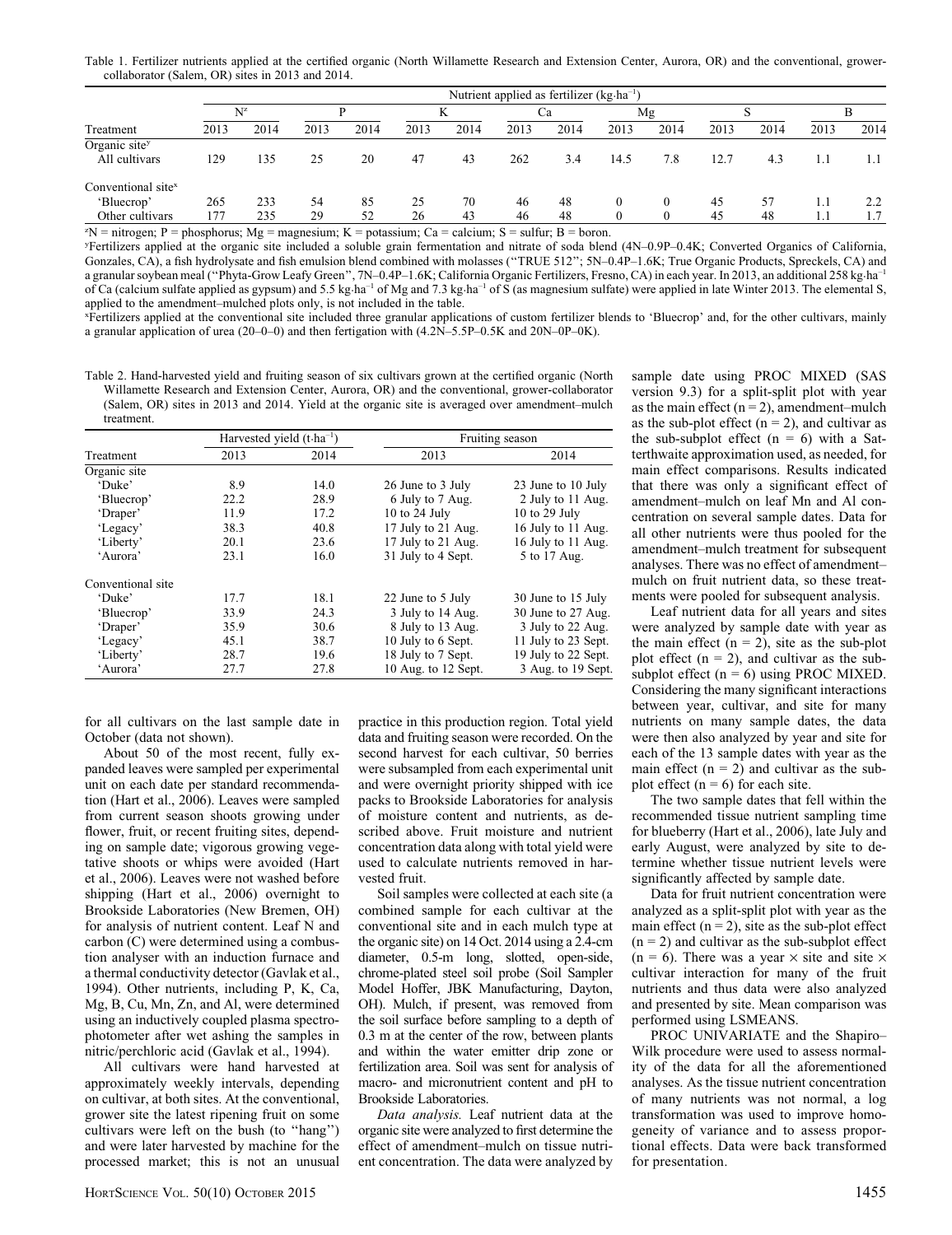Table 1. Fertilizer nutrients applied at the certified organic (North Willamette Research and Extension Center, Aurora, OR) and the conventional, grower-collaborator (Salem, OR) sites in 2013 and 2014.

| | Nutrient applied as fertilizer (kg·ha$^{-1}$) | | | | | | | | | | | | | |
|---|---|---|---|---|---|---|---|---|---|---|---|---|---|---|
| | N[z] | | P | | K | | Ca | | Mg | | S | | B | |
| Treatment | 2013 | 2014 | 2013 | 2014 | 2013 | 2014 | 2013 | 2014 | 2013 | 2014 | 2013 | 2014 | 2013 | 2014 |
| Organic site[y] | | | | | | | | | | | | | | |
| All cultivars | 129 | 135 | 25 | 20 | 47 | 43 | 262 | 3.4 | 14.5 | 7.8 | 12.7 | 4.3 | 1.1 | 1.1 |
| Conventional site[x] | | | | | | | | | | | | | | |
| 'Bluecrop' | 265 | 233 | 54 | 85 | 25 | 70 | 46 | 48 | 0 | 0 | 45 | 57 | 1.1 | 2.2 |
| Other cultivars | 177 | 235 | 29 | 52 | 26 | 43 | 46 | 48 | 0 | 0 | 45 | 48 | 1.1 | 1.7 |

[z]N = nitrogen; P = phosphorus; Mg = magnesium; K = potassium; Ca = calcium; S = sulfur; B = boron.

[y]Fertilizers applied at the organic site included a soluble grain fermentation and nitrate of soda blend (4N–0.9P–0.4K; Converted Organics of California, Gonzales, CA), a fish hydrolysate and fish emulsion blend combined with molasses ("TRUE 512"; 5N–0.4P–1.6K; True Organic Products, Spreckels, CA) and a granular soybean meal ("Phyta-Grow Leafy Green", 7N–0.4P–1.6K; California Organic Fertilizers, Fresno, CA) in each year. In 2013, an additional 258 kg·ha$^{-1}$ of Ca (calcium sulfate applied as gypsum) and 5.5 kg·ha$^{-1}$ of Mg and 7.3 kg·ha$^{-1}$ of S (as magnesium sulfate) were applied in late Winter 2013. The elemental S, applied to the amendment–mulched plots only, is not included in the table.

[x]Fertilizers applied at the conventional site included three granular applications of custom fertilizer blends to 'Bluecrop' and, for the other cultivars, mainly a granular application of urea (20–0–0) and then fertigation with (4.2N–5.5P–0.5K and 20N–0P–0K).

Table 2. Hand-harvested yield and fruiting season of six cultivars grown at the certified organic (North Willamette Research and Extension Center, Aurora, OR) and the conventional, grower-collaborator (Salem, OR) sites in 2013 and 2014. Yield at the organic site is averaged over amendment–mulch treatment.

| | Harvested yield (t·ha$^{-1}$) | | Fruiting season | |
|---|---|---|---|---|
| Treatment | 2013 | 2014 | 2013 | 2014 |
| Organic site | | | | |
| 'Duke' | 8.9 | 14.0 | 26 June to 3 July | 23 June to 10 July |
| 'Bluecrop' | 22.2 | 28.9 | 6 July to 7 Aug. | 2 July to 11 Aug. |
| 'Draper' | 11.9 | 17.2 | 10 to 24 July | 10 to 29 July |
| 'Legacy' | 38.3 | 40.8 | 17 July to 21 Aug. | 16 July to 11 Aug. |
| 'Liberty' | 20.1 | 23.6 | 17 July to 21 Aug. | 16 July to 11 Aug. |
| 'Aurora' | 23.1 | 16.0 | 31 July to 4 Sept. | 5 to 17 Aug. |
| Conventional site | | | | |
| 'Duke' | 17.7 | 18.1 | 22 June to 5 July | 30 June to 15 July |
| 'Bluecrop' | 33.9 | 24.3 | 3 July to 14 Aug. | 30 June to 27 Aug. |
| 'Draper' | 35.9 | 30.6 | 8 July to 13 Aug. | 3 July to 22 Aug. |
| 'Legacy' | 45.1 | 38.7 | 10 July to 6 Sept. | 11 July to 23 Sept. |
| 'Liberty' | 28.7 | 19.6 | 18 July to 7 Sept. | 19 July to 22 Sept. |
| 'Aurora' | 27.7 | 27.8 | 10 Aug. to 12 Sept. | 3 Aug. to 19 Sept. |

for all cultivars on the last sample date in October (data not shown).

About 50 of the most recent, fully expanded leaves were sampled per experimental unit on each date per standard recommendation (Hart et al., 2006). Leaves were sampled from current season shoots growing under flower, fruit, or recent fruiting sites, depending on sample date; vigorous growing vegetative shoots or whips were avoided (Hart et al., 2006). Leaves were not washed before shipping (Hart et al., 2006) overnight to Brookside Laboratories (New Bremen, OH) for analysis of nutrient content. Leaf N and carbon (C) were determined using a combustion analyser with an induction furnace and a thermal conductivity detector (Gavlak et al., 1994). Other nutrients, including P, K, Ca, Mg, B, Cu, Mn, Zn, and Al, were determined using an inductively coupled plasma spectrophotometer after wet ashing the samples in nitric/perchloric acid (Gavlak et al., 1994).

All cultivars were hand harvested at approximately weekly intervals, depending on cultivar, at both sites. At the conventional, grower site the latest ripening fruit on some cultivars were left on the bush (to "hang") and were later harvested by machine for the processed market; this is not an unusual practice in this production region. Total yield data and fruiting season were recorded. On the second harvest for each cultivar, 50 berries were subsampled from each experimental unit and were overnight priority shipped with ice packs to Brookside Laboratories for analysis of moisture content and nutrients, as described above. Fruit moisture and nutrient concentration data along with total yield were used to calculate nutrients removed in harvested fruit.

Soil samples were collected at each site (a combined sample for each cultivar at the conventional site and in each mulch type at the organic site) on 14 Oct. 2014 using a 2.4-cm diameter, 0.5-m long, slotted, open-side, chrome-plated steel soil probe (Soil Sampler Model Hoffer, JBK Manufacturing, Dayton, OH). Mulch, if present, was removed from the soil surface before sampling to a depth of 0.3 m at the center of the row, between plants and within the water emitter drip zone or fertilization area. Soil was sent for analysis of macro- and micronutrient content and pH to Brookside Laboratories.

*Data analysis.* Leaf nutrient data at the organic site were analyzed to first determine the effect of amendment–mulch on tissue nutrient concentration. The data were analyzed by sample date using PROC MIXED (SAS version 9.3) for a split-split plot with year as the main effect ($n = 2$), amendment–mulch as the sub-plot effect ($n = 2$), and cultivar as the sub-subplot effect ($n = 6$) with a Satterthwaite approximation used, as needed, for main effect comparisons. Results indicated that there was only a significant effect of amendment–mulch on leaf Mn and Al concentration on several sample dates. Data for all other nutrients were thus pooled for the amendment–mulch treatment for subsequent analyses. There was no effect of amendment–mulch on fruit nutrient data, so these treatments were pooled for subsequent analysis.

Leaf nutrient data for all years and sites were analyzed by sample date with year as the main effect ($n = 2$), site as the sub-plot plot effect ($n = 2$), and cultivar as the sub-subplot effect ($n = 6$) using PROC MIXED. Considering the many significant interactions between year, cultivar, and site for many nutrients on many sample dates, the data were then also analyzed by year and site for each of the 13 sample dates with year as the main effect ($n = 2$) and cultivar as the sub-plot effect ($n = 6$) for each site.

The two sample dates that fell within the recommended tissue nutrient sampling time for blueberry (Hart et al., 2006), late July and early August, were analyzed by site to determine whether tissue nutrient levels were significantly affected by sample date.

Data for fruit nutrient concentration were analyzed as a split-split plot with year as the main effect ($n = 2$), site as the sub-plot effect ($n = 2$) and cultivar as the sub-subplot effect ($n = 6$). There was a year × site and site × cultivar interaction for many of the fruit nutrients and thus data were also analyzed and presented by site. Mean comparison was performed using LSMEANS.

PROC UNIVARIATE and the Shapiro–Wilk procedure were used to assess normality of the data for all the aforementioned analyses. As the tissue nutrient concentration of many nutrients was not normal, a log transformation was used to improve homogeneity of variance and to assess proportional effects. Data were back transformed for presentation.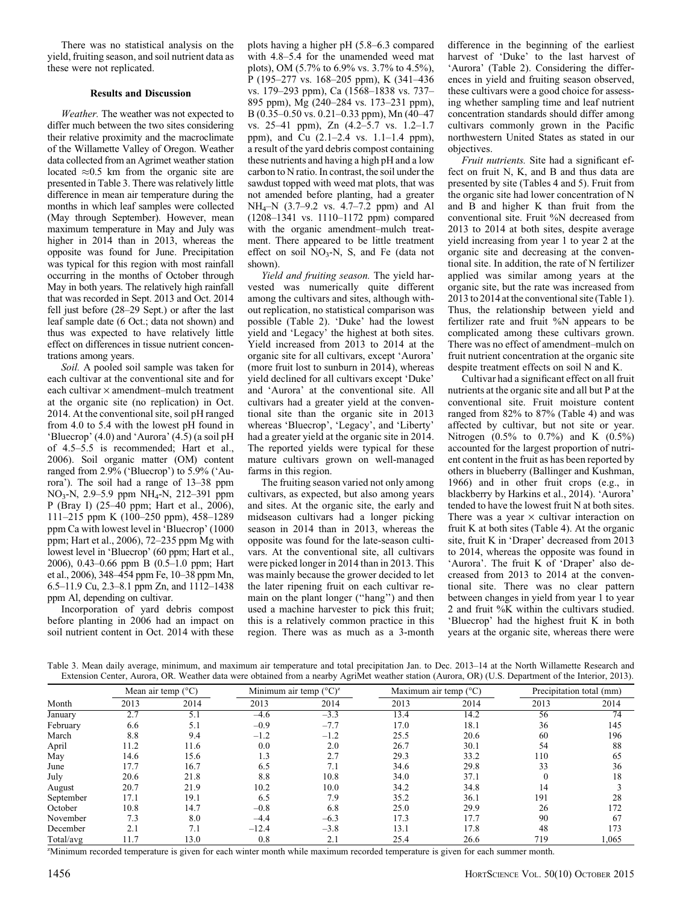There was no statistical analysis on the yield, fruiting season, and soil nutrient data as these were not replicated.

## Results and Discussion

*Weather.* The weather was not expected to differ much between the two sites considering their relative proximity and the macroclimate of the Willamette Valley of Oregon. Weather data collected from an Agrimet weather station located ≈0.5 km from the organic site are presented in Table 3. There was relatively little difference in mean air temperature during the months in which leaf samples were collected (May through September). However, mean maximum temperature in May and July was higher in 2014 than in 2013, whereas the opposite was found for June. Precipitation was typical for this region with most rainfall occurring in the months of October through May in both years. The relatively high rainfall that was recorded in Sept. 2013 and Oct. 2014 fell just before (28–29 Sept.) or after the last leaf sample date (6 Oct.; data not shown) and thus was expected to have relatively little effect on differences in tissue nutrient concentrations among years.

*Soil.* A pooled soil sample was taken for each cultivar at the conventional site and for each cultivar × amendment–mulch treatment at the organic site (no replication) in Oct. 2014. At the conventional site, soil pH ranged from 4.0 to 5.4 with the lowest pH found in 'Bluecrop' (4.0) and 'Aurora' (4.5) (a soil pH of 4.5–5.5 is recommended; Hart et al., 2006). Soil organic matter (OM) content ranged from 2.9% ('Bluecrop') to 5.9% ('Aurora'). The soil had a range of 13–38 ppm $NO_3$-N, 2.9–5.9 ppm $NH_4$-N, 212–391 ppm P (Bray I) (25–40 ppm; Hart et al., 2006), 111–215 ppm K (100–250 ppm), 458–1289 ppm Ca with lowest level in 'Bluecrop' (1000 ppm; Hart et al., 2006), 72–235 ppm Mg with lowest level in 'Bluecrop' (60 ppm; Hart et al., 2006), 0.43–0.66 ppm B (0.5–1.0 ppm; Hart et al., 2006), 348–454 ppm Fe, 10–38 ppm Mn, 6.5–11.9 Cu, 2.3–8.1 ppm Zn, and 1112–1438 ppm Al, depending on cultivar.

Incorporation of yard debris compost before planting in 2006 had an impact on soil nutrient content in Oct. 2014 with these plots having a higher pH (5.8–6.3 compared with 4.8–5.4 for the unamended weed mat plots), OM (5.7% to 6.9% vs. 3.7% to 4.5%), P (195–277 vs. 168–205 ppm), K (341–436 vs. 179–293 ppm), Ca (1568–1838 vs. 737–895 ppm), Mg (240–284 vs. 173–231 ppm), B (0.35–0.50 vs. 0.21–0.33 ppm), Mn (40–47 vs. 25–41 ppm), Zn (4.2–5.7 vs. 1.2–1.7 ppm), and Cu (2.1–2.4 vs. 1.1–1.4 ppm), a result of the yard debris compost containing these nutrients and having a high pH and a low carbon to N ratio. In contrast, the soil under the sawdust topped with weed mat plots, that was not amended before planting, had a greater $NH_4$–N (3.7–9.2 vs. 4.7–7.2 ppm) and Al (1208–1341 vs. 1110–1172 ppm) compared with the organic amendment–mulch treatment. There appeared to be little treatment effect on soil $NO_3$-N, S, and Fe (data not shown).

*Yield and fruiting season.* The yield harvested was numerically quite different among the cultivars and sites, although without replication, no statistical comparison was possible (Table 2). 'Duke' had the lowest yield and 'Legacy' the highest at both sites. Yield increased from 2013 to 2014 at the organic site for all cultivars, except 'Aurora' (more fruit lost to sunburn in 2014), whereas yield declined for all cultivars except 'Duke' and 'Aurora' at the conventional site. All cultivars had a greater yield at the conventional site than the organic site in 2013 whereas 'Bluecrop', 'Legacy', and 'Liberty' had a greater yield at the organic site in 2014. The reported yields were typical for these mature cultivars grown on well-managed farms in this region.

The fruiting season varied not only among cultivars, as expected, but also among years and sites. At the organic site, the early and midseason cultivars had a longer picking season in 2014 than in 2013, whereas the opposite was found for the late-season cultivars. At the conventional site, all cultivars were picked longer in 2014 than in 2013. This was mainly because the grower decided to let the later ripening fruit on each cultivar remain on the plant longer ("hang") and then used a machine harvester to pick this fruit; this is a relatively common practice in this region. There was as much as a 3-month difference in the beginning of the earliest harvest of 'Duke' to the last harvest of 'Aurora' (Table 2). Considering the differences in yield and fruiting season observed, these cultivars were a good choice for assessing whether sampling time and leaf nutrient concentration standards should differ among cultivars commonly grown in the Pacific northwestern United States as stated in our objectives.

*Fruit nutrients.* Site had a significant effect on fruit N, K, and B and thus data are presented by site (Tables 4 and 5). Fruit from the organic site had lower concentration of N and B and higher K than fruit from the conventional site. Fruit %N decreased from 2013 to 2014 at both sites, despite average yield increasing from year 1 to year 2 at the organic site and decreasing at the conventional site. In addition, the rate of N fertilizer applied was similar among years at the organic site, but the rate was increased from 2013 to 2014 at the conventional site (Table 1). Thus, the relationship between yield and fertilizer rate and fruit %N appears to be complicated among these cultivars grown. There was no effect of amendment–mulch on fruit nutrient concentration at the organic site despite treatment effects on soil N and K.

Cultivar had a significant effect on all fruit nutrients at the organic site and all but P at the conventional site. Fruit moisture content ranged from 82% to 87% (Table 4) and was affected by cultivar, but not site or year. Nitrogen (0.5% to 0.7%) and K (0.5%) accounted for the largest proportion of nutrient content in the fruit as has been reported by others in blueberry (Ballinger and Kushman, 1966) and in other fruit crops (e.g., in blackberry by Harkins et al., 2014). 'Aurora' tended to have the lowest fruit N at both sites. There was a year × cultivar interaction on fruit K at both sites (Table 4). At the organic site, fruit K in 'Draper' decreased from 2013 to 2014, whereas the opposite was found in 'Aurora'. The fruit K of 'Draper' also decreased from 2013 to 2014 at the conventional site. There was no clear pattern between changes in yield from year 1 to year 2 and fruit %K within the cultivars studied. 'Bluecrop' had the highest fruit K in both years at the organic site, whereas there were

Table 3. Mean daily average, minimum, and maximum air temperature and total precipitation Jan. to Dec. 2013–14 at the North Willamette Research and Extension Center, Aurora, OR. Weather data were obtained from a nearby AgriMet weather station (Aurora, OR) (U.S. Department of the Interior, 2013).

| | Mean air temp (°C) | | Minimum air temp (°C)[z] | | Maximum air temp (°C) | | Precipitation total (mm) | |
|---|---|---|---|---|---|---|---|---|
| Month | 2013 | 2014 | 2013 | 2014 | 2013 | 2014 | 2013 | 2014 |
| January | 2.7 | 5.1 | –4.6 | –3.3 | 13.4 | 14.2 | 56 | 74 |
| February | 6.6 | 5.1 | –0.9 | –7.7 | 17.0 | 18.1 | 36 | 145 |
| March | 8.8 | 9.4 | –1.2 | –1.2 | 25.5 | 20.6 | 60 | 196 |
| April | 11.2 | 11.6 | 0.0 | 2.0 | 26.7 | 30.1 | 54 | 88 |
| May | 14.6 | 15.6 | 1.3 | 2.7 | 29.3 | 33.2 | 110 | 65 |
| June | 17.7 | 16.7 | 6.5 | 7.1 | 34.6 | 29.8 | 33 | 36 |
| July | 20.6 | 21.8 | 8.8 | 10.8 | 34.0 | 37.1 | 0 | 18 |
| August | 20.7 | 21.9 | 10.2 | 10.0 | 34.2 | 34.8 | 14 | 3 |
| September | 17.1 | 19.1 | 6.5 | 7.9 | 35.2 | 36.1 | 191 | 28 |
| October | 10.8 | 14.7 | –0.8 | 6.8 | 25.0 | 29.9 | 26 | 172 |
| November | 7.3 | 8.0 | –4.4 | –6.3 | 17.3 | 17.7 | 90 | 67 |
| December | 2.1 | 7.1 | –12.4 | –3.8 | 13.1 | 17.8 | 48 | 173 |
| Total/avg | 11.7 | 13.0 | 0.8 | 2.1 | 25.4 | 26.6 | 719 | 1,065 |

[z]Minimum recorded temperature is given for each winter month while maximum recorded temperature is given for each summer month.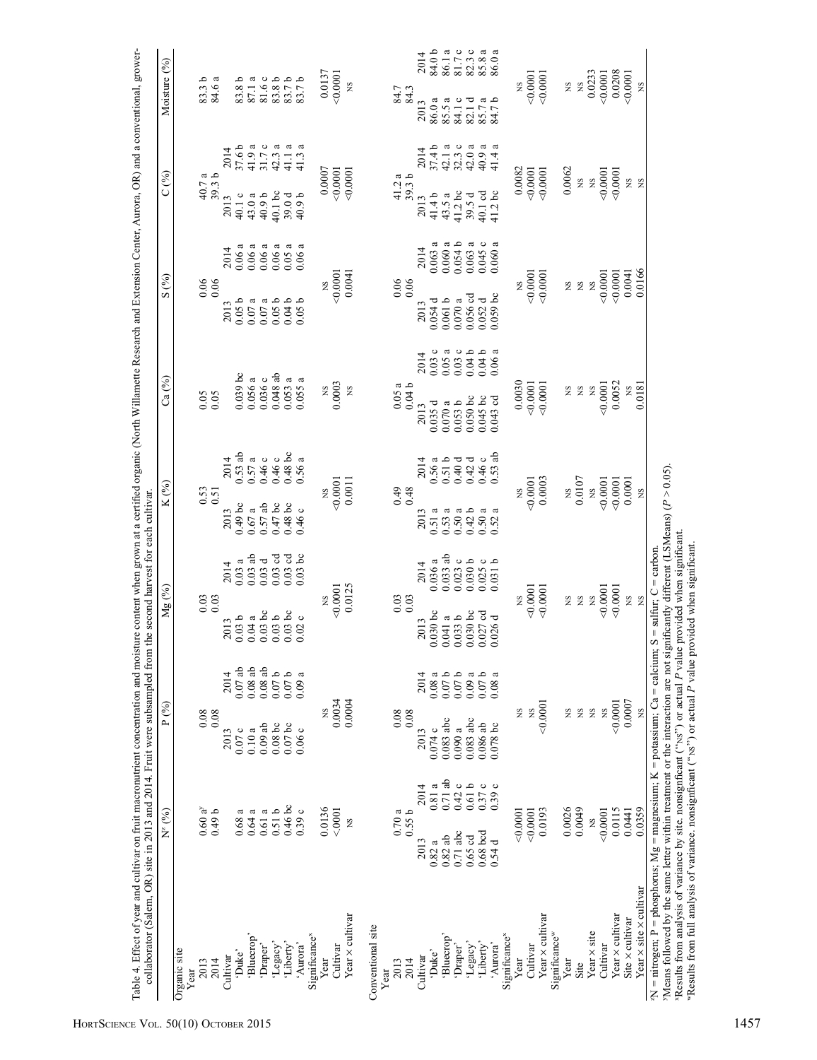Table 4. Effect of year and cultivar on fruit macronutrient concentration and moisture content when grown at a certified organic (North Willamette Research and Extension Center, Aurora, OR) and a conventional, grower-collaborator (Salem, OR) site in 2013 and 2014. Fruit were subsampled from the second harvest for each cultivar.

| | N[z] (%) | | P (%) | | Mg (%) | | K (%) | | Ca (%) | | S (%) | | C (%) | | Moisture (%) | |
|---|---|---|---|---|---|---|---|---|---|---|---|---|---|---|---|---|
| **Organic site** | | | | | | | | | | | | | | | | |
| Year | | | | | | | | | | | | | | | | |
| 2013 | 0.60 a[y] | | 0.08 | | 0.03 | | 0.53 | | 0.05 | | 0.06 | | 40.7 a | | 83.3 b | |
| 2014 | 0.49 b | | 0.08 | | 0.03 | | 0.51 | | 0.05 | | 0.06 | | 39.3 b | | 84.6 a | |
| Cultivar | | | 2013 | 2014 | 2013 | 2014 | 2013 | 2014 | | | 2013 | 2014 | 2013 | 2014 | | |
| 'Duke' | 0.68 a | | 0.07 c | 0.07 ab | 0.03 b | 0.03 a | 0.49 bc | 0.53 ab | 0.039 bc | | 0.05 b | 0.06 a | 40.1 c | 37.6 b | 83.8 b | |
| 'Bluecrop' | 0.64 a | | 0.10 a | 0.08 ab | 0.04 a | 0.03 ab | 0.67 a | 0.57 a | 0.056 a | | 0.07 a | 0.06 a | 43.0 a | 41.9 a | 87.1 a | |
| 'Draper' | 0.61 a | | 0.09 ab | 0.08 ab | 0.03 bc | 0.03 d | 0.57 ab | 0.46 c | 0.036 c | | 0.07 a | 0.06 a | 40.9 b | 31.7 c | 81.6 c | |
| 'Legacy' | 0.51 b | | 0.08 bc | 0.07 b | 0.03 b | 0.03 cd | 0.47 bc | 0.46 c | 0.048 ab | | 0.05 b | 0.06 a | 40.1 bc | 42.3 a | 83.8 b | |
| 'Liberty' | 0.46 bc | | 0.07 bc | 0.07 b | 0.03 bc | 0.03 cd | 0.48 bc | 0.48 bc | 0.053 a | | 0.04 b | 0.05 a | 39.0 d | 41.1 a | 83.7 b | |
| 'Aurora' | 0.39 c | | 0.06 c | 0.09 a | 0.02 c | 0.03 bc | 0.46 c | 0.56 a | 0.055 a | | 0.05 b | 0.06 a | 40.9 b | 41.3 a | 83.7 b | |
| Significance[x] | | | | | | | | | | | | | | | | |
| Year | 0.0136 | | NS | | NS | | NS | | NS | | NS | | 0.0007 | | 0.0137 | |
| Cultivar | <0.001 | | 0.0034 | | <0.0001 | | <0.0001 | | 0.0003 | | <0.0001 | | <0.0001 | | <0.0001 | |
| Year × cultivar | NS | | 0.0004 | | 0.0125 | | 0.0011 | | NS | | 0.0041 | | <0.0001 | | NS | |
| **Conventional site** | | | | | | | | | | | | | | | | |
| Year | | | | | | | | | | | | | | | | |
| 2013 | 0.70 a | | 0.08 | | 0.03 | | 0.49 | | 0.05 a | | 0.06 | | 41.2 a | | 84.7 | |
| 2014 | 0.55 b | | 0.08 | | 0.03 | | 0.48 | | 0.04 b | | 0.06 | | 39.3 b | | 84.3 | |
| Cultivar | 2013 | 2014 | 2013 | 2014 | 2013 | 2014 | 2013 | 2014 | 2013 | 2014 | 2013 | 2014 | 2013 | 2014 | 2013 | 2014 |
| 'Duke' | 0.82 a | 0.81 a | 0.074 c | 0.08 a | 0.030 bc | 0.036 a | 0.51 a | 0.56 a | 0.035 d | 0.03 c | 0.054 d | 0.063 a | 41.4 b | 37.4 b | 86.0 a | 84.0 b |
| 'Bluecrop' | 0.82 ab | 0.71 ab | 0.083 abc | 0.07 b | 0.041 a | 0.033 ab | 0.53 a | 0.51 b | 0.070 a | 0.05 a | 0.061 b | 0.060 a | 43.5 a | 42.1 a | 85.5 a | 86.1 a |
| 'Draper' | 0.71 abc | 0.42 c | 0.090 a | 0.07 b | 0.033 b | 0.023 c | 0.50 a | 0.40 d | 0.053 b | 0.03 c | 0.070 a | 0.054 b | 41.2 bc | 32.3 c | 84.1 c | 81.7 c |
| 'Legacy' | 0.65 cd | 0.61 b | 0.083 abc | 0.09 a | 0.030 bc | 0.030 b | 0.42 b | 0.42 d | 0.050 bc | 0.04 b | 0.056 cd | 0.063 a | 39.5 d | 42.0 a | 82.1 d | 82.3 c |
| 'Liberty' | 0.68 bcd | 0.37 c | 0.086 ab | 0.07 b | 0.027 cd | 0.025 c | 0.50 a | 0.46 c | 0.045 bc | 0.04 b | 0.052 d | 0.045 c | 40.1 cd | 40.9 a | 85.7 a | 85.8 a |
| 'Aurora' | 0.54 d | 0.39 c | 0.078 bc | 0.08 a | 0.026 d | 0.031 b | 0.52 a | 0.53 ab | 0.043 cd | 0.06 a | 0.059 bc | 0.060 a | 41.2 bc | 41.4 a | 84.7 b | 86.0 a |
| Significance[x] | | | | | | | | | | | | | | | | |
| Year | <0.0001 | | NS | | NS | | NS | | 0.0030 | | NS | | 0.0082 | | NS | |
| Cultivar | <0.0001 | | NS | | <0.0001 | | <0.0001 | | <0.0001 | | <0.0001 | | <0.0001 | | <0.0001 | |
| Year × cultivar | 0.0193 | | <0.0001 | | <0.0001 | | 0.0003 | | <0.0001 | | <0.0001 | | <0.0001 | | <0.0001 | |
| Significance[w] | | | | | | | | | | | | | | | | |
| Year | 0.0026 | | NS | | NS | | NS | | NS | | NS | | 0.0062 | | NS | |
| Site | 0.0049 | | NS | | NS | | 0.0107 | | NS | | NS | | NS | | NS | |
| Year × site | NS | | NS | | NS | | NS | | NS | | NS | | NS | | 0.0233 | |
| Cultivar | <0.0001 | | NS | | <0.0001 | | <0.0001 | | <0.0001 | | <0.0001 | | <0.0001 | | <0.0001 | |
| Year × cultivar | 0.0115 | | <0.0001 | | <0.0001 | | <0.0001 | | 0.0052 | | <0.0001 | | <0.0001 | | 0.0208 | |
| Site × cultivar | 0.0441 | | 0.0007 | | NS | | 0.0001 | | NS | | 0.0041 | | NS | | <0.0001 | |
| Year × site × cultivar | 0.0359 | | NS | | NS | | NS | | 0.0181 | | 0.0166 | | NS | | NS | |

[z]N = nitrogen; P = phosphorus; Mg = magnesium; K = potassium; Ca = calcium; S = sulfur; C = carbon.
[y]Means followed by the same letter within treatment or the interaction are not significantly different (LSMeans) ($P > 0.05$).
[x]Results from analysis of variance by site. nonsignficant ("NS") or actual $P$ value provided when significant.
[w]Results from full analysis of variance. nonsignficant ("NS") or actual $P$ value provided when significant.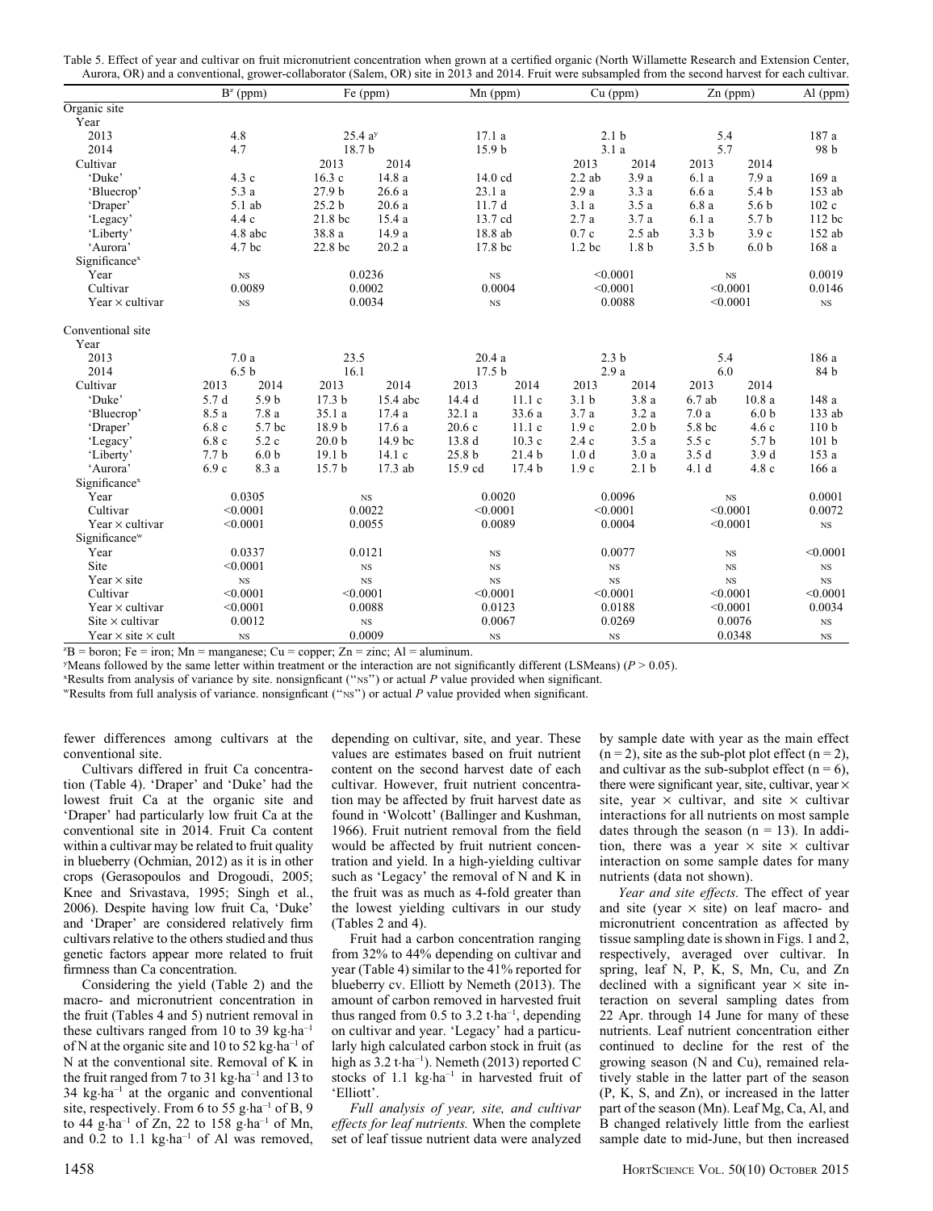Table 5. Effect of year and cultivar on fruit micronutrient concentration when grown at a certified organic (North Willamette Research and Extension Center, Aurora, OR) and a conventional, grower-collaborator (Salem, OR) site in 2013 and 2014. Fruit were subsampled from the second harvest for each cultivar.

| | B[z] (ppm) | | Fe (ppm) | | Mn (ppm) | | Cu (ppm) | | Zn (ppm) | | Al (ppm) |
|---|---|---|---|---|---|---|---|---|---|---|---|
| Organic site | | | | | | | | | | | |
| Year | | | | | | | | | | | |
| 2013 | 4.8 | | 25.4 a[y] | | 17.1 a | | 2.1 b | | 5.4 | | 187 a |
| 2014 | 4.7 | | 18.7 b | | 15.9 b | | 3.1 a | | 5.7 | | 98 b |
| Cultivar | | | 2013 | 2014 | | | 2013 | 2014 | 2013 | 2014 | |
| 'Duke' | 4.3 c | | 16.3 c | 14.8 a | 14.0 cd | | 2.2 ab | 3.9 a | 6.1 a | 7.9 a | 169 a |
| 'Bluecrop' | 5.3 a | | 27.9 b | 26.6 a | 23.1 a | | 2.9 a | 3.3 a | 6.6 a | 5.4 b | 153 ab |
| 'Draper' | 5.1 ab | | 25.2 b | 20.6 a | 11.7 d | | 3.1 a | 3.5 a | 6.8 a | 5.6 b | 102 c |
| 'Legacy' | 4.4 c | | 21.8 bc | 15.4 a | 13.7 cd | | 2.7 a | 3.7 a | 6.1 a | 5.7 b | 112 bc |
| 'Liberty' | 4.8 abc | | 38.8 a | 14.9 a | 18.8 ab | | 0.7 c | 2.5 ab | 3.3 b | 3.9 c | 152 ab |
| 'Aurora' | 4.7 bc | | 22.8 bc | 20.2 a | 17.8 bc | | 1.2 bc | 1.8 b | 3.5 b | 6.0 b | 168 a |
| Significance[x] | | | | | | | | | | | |
| Year | NS | | 0.0236 | | NS | | <0.0001 | | NS | | 0.0019 |
| Cultivar | 0.0089 | | 0.0002 | | 0.0004 | | <0.0001 | | <0.0001 | | 0.0146 |
| Year × cultivar | NS | | 0.0034 | | NS | | 0.0088 | | <0.0001 | | NS |
| Conventional site | | | | | | | | | | | |
| Year | | | | | | | | | | | |
| 2013 | 7.0 a | | 23.5 | | 20.4 a | | 2.3 b | | 5.4 | | 186 a |
| 2014 | 6.5 b | | 16.1 | | 17.5 b | | 2.9 a | | 6.0 | | 84 b |
| Cultivar | 2013 | 2014 | 2013 | 2014 | 2013 | 2014 | 2013 | 2014 | 2013 | 2014 | |
| 'Duke' | 5.7 d | 5.9 b | 17.3 b | 15.4 abc | 14.4 d | 11.1 c | 3.1 b | 3.8 a | 6.7 ab | 10.8 a | 148 a |
| 'Bluecrop' | 8.5 a | 7.8 a | 35.1 a | 17.4 a | 32.1 a | 33.6 a | 3.7 a | 3.2 a | 7.0 a | 6.0 b | 133 ab |
| 'Draper' | 6.8 c | 5.7 bc | 18.9 b | 17.6 a | 20.6 c | 11.1 c | 1.9 c | 2.0 b | 5.8 bc | 4.6 c | 110 b |
| 'Legacy' | 6.8 c | 5.2 c | 20.0 b | 14.9 bc | 13.8 d | 10.3 c | 2.4 c | 3.5 a | 5.5 c | 5.7 b | 101 b |
| 'Liberty' | 7.7 b | 6.0 b | 19.1 b | 14.1 c | 25.8 b | 21.4 b | 1.0 d | 3.0 a | 3.5 d | 3.9 d | 153 a |
| 'Aurora' | 6.9 c | 8.3 a | 15.7 b | 17.3 ab | 15.9 cd | 17.4 b | 1.9 c | 2.1 b | 4.1 d | 4.8 c | 166 a |
| Significance[x] | | | | | | | | | | | |
| Year | 0.0305 | | NS | | 0.0020 | | 0.0096 | | NS | | 0.0001 |
| Cultivar | <0.0001 | | 0.0022 | | <0.0001 | | <0.0001 | | <0.0001 | | 0.0072 |
| Year × cultivar | <0.0001 | | 0.0055 | | 0.0089 | | 0.0004 | | <0.0001 | | NS |
| Significance[w] | | | | | | | | | | | |
| Year | 0.0337 | | 0.0121 | | NS | | 0.0077 | | NS | | <0.0001 |
| Site | <0.0001 | | NS | | NS | | NS | | NS | | NS |
| Year × site | NS | | NS | | NS | | NS | | NS | | NS |
| Cultivar | <0.0001 | | <0.0001 | | <0.0001 | | <0.0001 | | <0.0001 | | <0.0001 |
| Year × cultivar | <0.0001 | | 0.0088 | | 0.0123 | | 0.0188 | | <0.0001 | | 0.0034 |
| Site × cultivar | 0.0012 | | NS | | 0.0067 | | 0.0269 | | 0.0076 | | NS |
| Year × site × cult | NS | | 0.0009 | | NS | | NS | | 0.0348 | | NS |

[z]B = boron; Fe = iron; Mn = manganese; Cu = copper; Zn = zinc; Al = aluminum.
[y]Means followed by the same letter within treatment or the interaction are not significantly different (LSMeans) ($P > 0.05$).
[x]Results from analysis of variance by site. nonsignficant ("NS") or actual $P$ value provided when significant.
[w]Results from full analysis of variance. nonsignficant ("NS") or actual $P$ value provided when significant.

fewer differences among cultivars at the conventional site.

Cultivars differed in fruit Ca concentration (Table 4). 'Draper' and 'Duke' had the lowest fruit Ca at the organic site and 'Draper' had particularly low fruit Ca at the conventional site in 2014. Fruit Ca content within a cultivar may be related to fruit quality in blueberry (Ochmian, 2012) as it is in other crops (Gerasopoulos and Drogoudi, 2005; Knee and Srivastava, 1995; Singh et al., 2006). Despite having low fruit Ca, 'Duke' and 'Draper' are considered relatively firm cultivars relative to the others studied and thus genetic factors appear more related to fruit firmness than Ca concentration.

Considering the yield (Table 2) and the macro- and micronutrient concentration in the fruit (Tables 4 and 5) nutrient removal in these cultivars ranged from 10 to 39 kg·ha$^{-1}$ of N at the organic site and 10 to 52 kg·ha$^{-1}$ of N at the conventional site. Removal of K in the fruit ranged from 7 to 31 kg·ha$^{-1}$ and 13 to 34 kg·ha$^{-1}$ at the organic and conventional site, respectively. From 6 to 55 g·ha$^{-1}$ of B, 9 to 44 g·ha$^{-1}$ of Zn, 22 to 158 g·ha$^{-1}$ of Mn, and 0.2 to 1.1 kg·ha$^{-1}$ of Al was removed, depending on cultivar, site, and year. These values are estimates based on fruit nutrient content on the second harvest date of each cultivar. However, fruit nutrient concentration may be affected by fruit harvest date as found in 'Wolcott' (Ballinger and Kushman, 1966). Fruit nutrient removal from the field would be affected by fruit nutrient concentration and yield. In a high-yielding cultivar such as 'Legacy' the removal of N and K in the fruit was as much as 4-fold greater than the lowest yielding cultivars in our study (Tables 2 and 4).

Fruit had a carbon concentration ranging from 32% to 44% depending on cultivar and year (Table 4) similar to the 41% reported for blueberry cv. Elliott by Nemeth (2013). The amount of carbon removed in harvested fruit thus ranged from 0.5 to 3.2 t·ha$^{-1}$, depending on cultivar and year. 'Legacy' had a particularly high calculated carbon stock in fruit (as high as 3.2 t·ha$^{-1}$). Nemeth (2013) reported C stocks of 1.1 kg·ha$^{-1}$ in harvested fruit of 'Elliott'.

*Full analysis of year, site, and cultivar effects for leaf nutrients.* When the complete set of leaf tissue nutrient data were analyzed by sample date with year as the main effect (n = 2), site as the sub-plot plot effect (n = 2), and cultivar as the sub-subplot effect (n = 6), there were significant year, site, cultivar, year × site, year × cultivar, and site × cultivar interactions for all nutrients on most sample dates through the season (n = 13). In addition, there was a year × site × cultivar interaction on some sample dates for many nutrients (data not shown).

*Year and site effects.* The effect of year and site (year × site) on leaf macro- and micronutrient concentration as affected by tissue sampling date is shown in Figs. 1 and 2, respectively, averaged over cultivar. In spring, leaf N, P, K, S, Mn, Cu, and Zn declined with a significant year × site interaction on several sampling dates from 22 Apr. through 14 June for many of these nutrients. Leaf nutrient concentration either continued to decline for the rest of the growing season (N and Cu), remained relatively stable in the latter part of the season (P, K, S, and Zn), or increased in the latter part of the season (Mn). Leaf Mg, Ca, Al, and B changed relatively little from the earliest sample date to mid-June, but then increased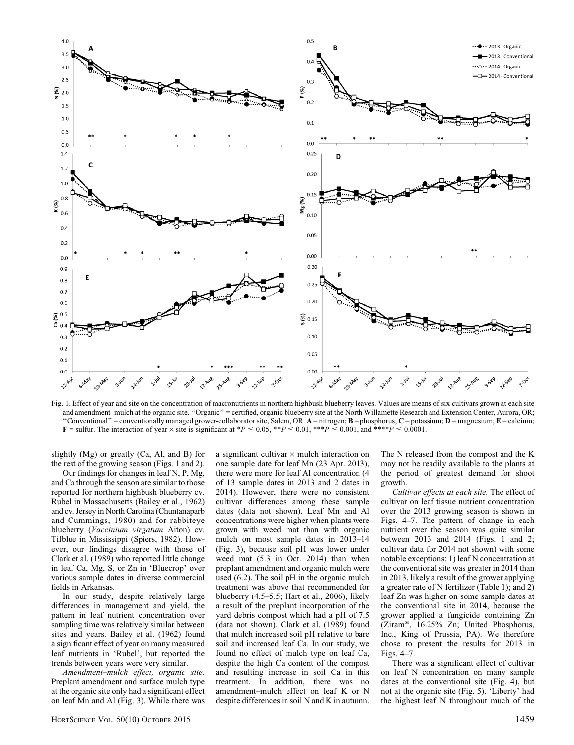Fig. 1. Effect of year and site on the concentration of macronutrients in northern highbush blueberry leaves. Values are means of six cultivars grown at each site and amendment–mulch at the organic site. ''Organic'' = certified, organic blueberry site at the North Willamette Research and Extension Center, Aurora, OR; ''Conventional'' = conventionally managed grower-collaborator site, Salem, OR. **A** = nitrogen; **B** = phosphorus; **C** = potassium; **D** = magnesium; **E** = calcium; **F** = sulfur. The interaction of year × site is significant at *$P \leq 0.05$, **$P \leq 0.01$, ***$P \leq 0.001$, and ****$P \leq 0.0001$.

slightly (Mg) or greatly (Ca, Al, and B) for the rest of the growing season (Figs. 1 and 2).

Our findings for changes in leaf N, P, Mg, and Ca through the season are similar to those reported for northern highbush blueberry cv. Rubel in Massachusetts (Bailey et al., 1962) and cv. Jersey in North Carolina (Chuntanaparb and Cummings, 1980) and for rabbiteye blueberry (*Vaccinium virgatum* Aiton) cv. Tifblue in Mississippi (Spiers, 1982). However, our findings disagree with those of Clark et al. (1989) who reported little change in leaf Ca, Mg, S, or Zn in 'Bluecrop' over various sample dates in diverse commercial fields in Arkansas.

In our study, despite relatively large differences in management and yield, the pattern in leaf nutrient concentration over sampling time was relatively similar between sites and years. Bailey et al. (1962) found a significant effect of year on many measured leaf nutrients in 'Rubel', but reported the trends between years were very similar.

*Amendment–mulch effect, organic site.* Preplant amendment and surface mulch type at the organic site only had a significant effect on leaf Mn and Al (Fig. 3). While there was a significant cultivar × mulch interaction on one sample date for leaf Mn (23 Apr. 2013), there were more for leaf Al concentration (4 of 13 sample dates in 2013 and 2 dates in 2014). However, there were no consistent cultivar differences among these sample dates (data not shown). Leaf Mn and Al concentrations were higher when plants were grown with weed mat than with organic mulch on most sample dates in 2013–14 (Fig. 3), because soil pH was lower under weed mat (5.3 in Oct. 2014) than when preplant amendment and organic mulch were used (6.2). The soil pH in the organic mulch treatment was above that recommended for blueberry (4.5–5.5; Hart et al., 2006), likely a result of the preplant incorporation of the yard debris compost which had a pH of 7.5 (data not shown). Clark et al. (1989) found that mulch increased soil pH relative to bare soil and increased leaf Ca. In our study, we found no effect of mulch type on leaf Ca, despite the high Ca content of the compost and resulting increase in soil Ca in this treatment. In addition, there was no amendment–mulch effect on leaf K or N despite differences in soil N and K in autumn. The N released from the compost and the K may not be readily available to the plants at the period of greatest demand for shoot growth.

*Cultivar effects at each site.* The effect of cultivar on leaf tissue nutrient concentration over the 2013 growing season is shown in Figs. 4–7. The pattern of change in each nutrient over the season was quite similar between 2013 and 2014 (Figs. 1 and 2; cultivar data for 2014 not shown) with some notable exceptions: 1) leaf N concentration at the conventional site was greater in 2014 than in 2013, likely a result of the grower applying a greater rate of N fertilizer (Table 1); and 2) leaf Zn was higher on some sample dates at the conventional site in 2014, because the grower applied a fungicide containing Zn (Ziram®, 16.25% Zn; United Phosphorus, Inc., King of Prussia, PA). We therefore chose to present the results for 2013 in Figs. 4–7.

There was a significant effect of cultivar on leaf N concentration on many sample dates at the conventional site (Fig. 4), but not at the organic site (Fig. 5). 'Liberty' had the highest leaf N throughout much of the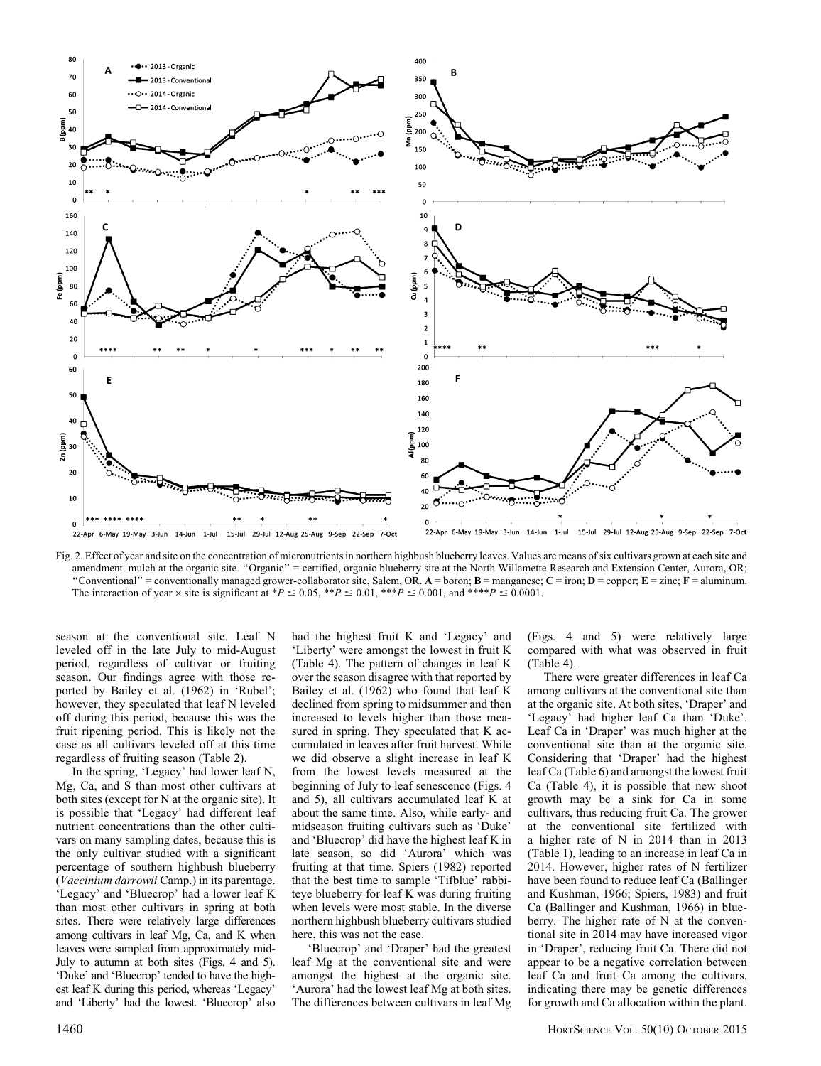Fig. 2. Effect of year and site on the concentration of micronutrients in northern highbush blueberry leaves. Values are means of six cultivars grown at each site and amendment–mulch at the organic site. "Organic" = certified, organic blueberry site at the North Willamette Research and Extension Center, Aurora, OR; "Conventional" = conventionally managed grower-collaborator site, Salem, OR. **A** = boron; **B** = manganese; **C** = iron; **D** = copper; **E** = zinc; **F** = aluminum. The interaction of year × site is significant at $*P \leq 0.05$, $**P \leq 0.01$, $***P \leq 0.001$, and $****P \leq 0.0001$.

season at the conventional site. Leaf N leveled off in the late July to mid-August period, regardless of cultivar or fruiting season. Our findings agree with those reported by Bailey et al. (1962) in 'Rubel'; however, they speculated that leaf N leveled off during this period, because this was the fruit ripening period. This is likely not the case as all cultivars leveled off at this time regardless of fruiting season (Table 2).

In the spring, 'Legacy' had lower leaf N, Mg, Ca, and S than most other cultivars at both sites (except for N at the organic site). It is possible that 'Legacy' had different leaf nutrient concentrations than the other cultivars on many sampling dates, because this is the only cultivar studied with a significant percentage of southern highbush blueberry (*Vaccinium darrowii* Camp.) in its parentage. 'Legacy' and 'Bluecrop' had a lower leaf K than most other cultivars in spring at both sites. There were relatively large differences among cultivars in leaf Mg, Ca, and K when leaves were sampled from approximately mid-July to autumn at both sites (Figs. 4 and 5). 'Duke' and 'Bluecrop' tended to have the highest leaf K during this period, whereas 'Legacy' and 'Liberty' had the lowest. 'Bluecrop' also had the highest fruit K and 'Legacy' and 'Liberty' were amongst the lowest in fruit K (Table 4). The pattern of changes in leaf K over the season disagree with that reported by Bailey et al. (1962) who found that leaf K declined from spring to midsummer and then increased to levels higher than those measured in spring. They speculated that K accumulated in leaves after fruit harvest. While we did observe a slight increase in leaf K from the lowest levels measured at the beginning of July to leaf senescence (Figs. 4 and 5), all cultivars accumulated leaf K at about the same time. Also, while early- and midseason fruiting cultivars such as 'Duke' and 'Bluecrop' did have the highest leaf K in late season, so did 'Aurora' which was fruiting at that time. Spiers (1982) reported that the best time to sample 'Tifblue' rabbiteye blueberry for leaf K was during fruiting when levels were most stable. In the diverse northern highbush blueberry cultivars studied here, this was not the case.

'Bluecrop' and 'Draper' had the greatest leaf Mg at the conventional site and were amongst the highest at the organic site. 'Aurora' had the lowest leaf Mg at both sites. The differences between cultivars in leaf Mg (Figs. 4 and 5) were relatively large compared with what was observed in fruit (Table 4).

There were greater differences in leaf Ca among cultivars at the conventional site than at the organic site. At both sites, 'Draper' and 'Legacy' had higher leaf Ca than 'Duke'. Leaf Ca in 'Draper' was much higher at the conventional site than at the organic site. Considering that 'Draper' had the highest leaf Ca (Table 6) and amongst the lowest fruit Ca (Table 4), it is possible that new shoot growth may be a sink for Ca in some cultivars, thus reducing fruit Ca. The grower at the conventional site fertilized with a higher rate of N in 2014 than in 2013 (Table 1), leading to an increase in leaf Ca in 2014. However, higher rates of N fertilizer have been found to reduce leaf Ca (Ballinger and Kushman, 1966; Spiers, 1983) and fruit Ca (Ballinger and Kushman, 1966) in blueberry. The higher rate of N at the conventional site in 2014 may have increased vigor in 'Draper', reducing fruit Ca. There did not appear to be a negative correlation between leaf Ca and fruit Ca among the cultivars, indicating there may be genetic differences for growth and Ca allocation within the plant.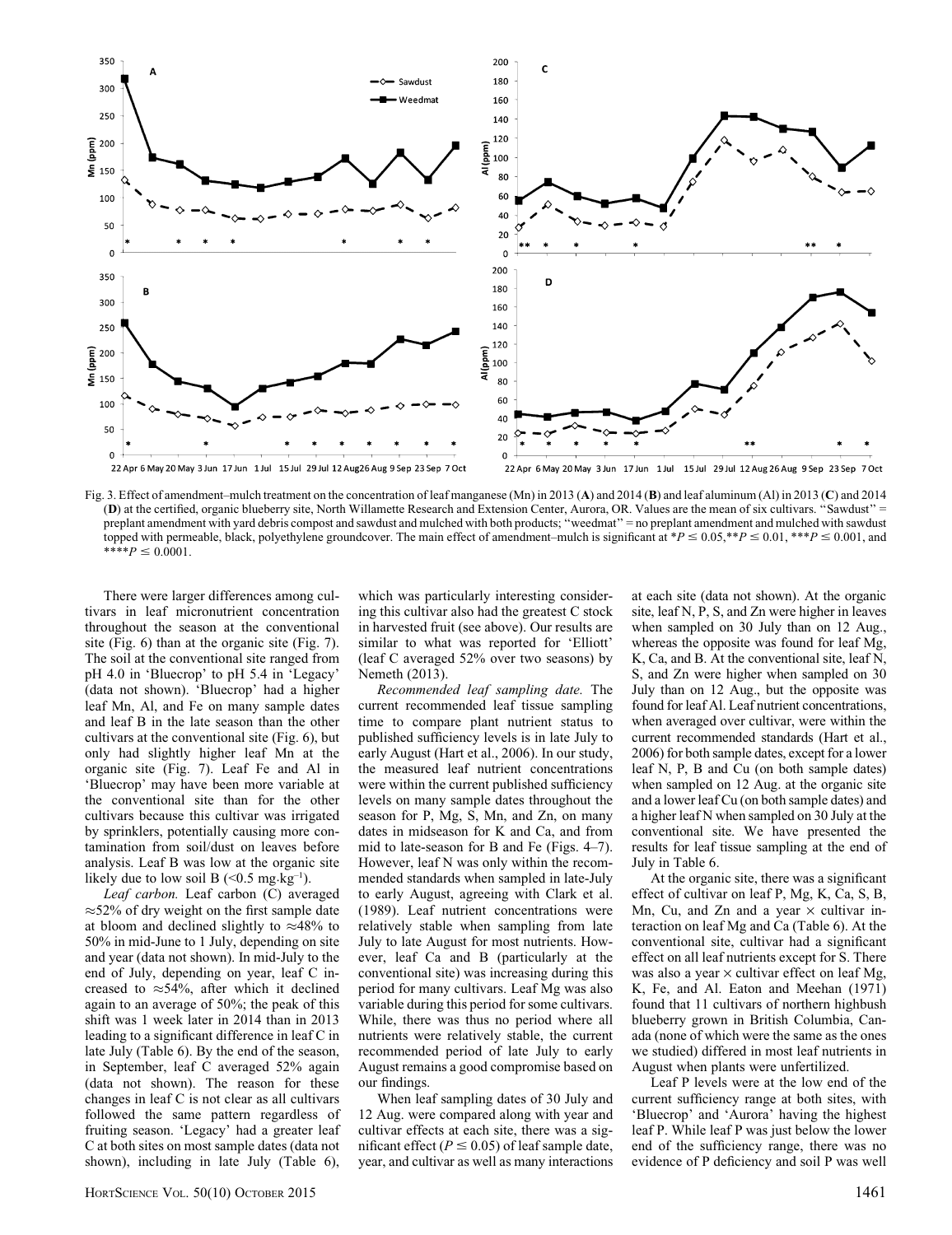Fig. 3. Effect of amendment–mulch treatment on the concentration of leaf manganese (Mn) in 2013 (**A**) and 2014 (**B**) and leaf aluminum (Al) in 2013 (**C**) and 2014 (**D**) at the certified, organic blueberry site, North Willamette Research and Extension Center, Aurora, OR. Values are the mean of six cultivars. ''Sawdust'' = preplant amendment with yard debris compost and sawdust and mulched with both products; ''weedmat'' = no preplant amendment and mulched with sawdust topped with permeable, black, polyethylene groundcover. The main effect of amendment–mulch is significant at *$P \leq 0.05$,**$P \leq 0.01$, ***$P \leq 0.001$, and ****$P \leq 0.0001$.

There were larger differences among cultivars in leaf micronutrient concentration throughout the season at the conventional site (Fig. 6) than at the organic site (Fig. 7). The soil at the conventional site ranged from pH 4.0 in 'Bluecrop' to pH 5.4 in 'Legacy' (data not shown). 'Bluecrop' had a higher leaf Mn, Al, and Fe on many sample dates and leaf B in the late season than the other cultivars at the conventional site (Fig. 6), but only had slightly higher leaf Mn at the organic site (Fig. 7). Leaf Fe and Al in 'Bluecrop' may have been more variable at the conventional site than for the other cultivars because this cultivar was irrigated by sprinklers, potentially causing more contamination from soil/dust on leaves before analysis. Leaf B was low at the organic site likely due to low soil B (<0.5 $mg \cdot kg^{-1}$).

*Leaf carbon.* Leaf carbon (C) averaged ≈52% of dry weight on the first sample date at bloom and declined slightly to ≈48% to 50% in mid-June to 1 July, depending on site and year (data not shown). In mid-July to the end of July, depending on year, leaf C increased to ≈54%, after which it declined again to an average of 50%; the peak of this shift was 1 week later in 2014 than in 2013 leading to a significant difference in leaf C in late July (Table 6). By the end of the season, in September, leaf C averaged 52% again (data not shown). The reason for these changes in leaf C is not clear as all cultivars followed the same pattern regardless of fruiting season. 'Legacy' had a greater leaf C at both sites on most sample dates (data not shown), including in late July (Table 6), which was particularly interesting considering this cultivar also had the greatest C stock in harvested fruit (see above). Our results are similar to what was reported for 'Elliott' (leaf C averaged 52% over two seasons) by Nemeth (2013).

*Recommended leaf sampling date.* The current recommended leaf tissue sampling time to compare plant nutrient status to published sufficiency levels is in late July to early August (Hart et al., 2006). In our study, the measured leaf nutrient concentrations were within the current published sufficiency levels on many sample dates throughout the season for P, Mg, S, Mn, and Zn, on many dates in midseason for K and Ca, and from mid to late-season for B and Fe (Figs. 4–7). However, leaf N was only within the recommended standards when sampled in late-July to early August, agreeing with Clark et al. (1989). Leaf nutrient concentrations were relatively stable when sampling from late July to late August for most nutrients. However, leaf Ca and B (particularly at the conventional site) was increasing during this period for many cultivars. Leaf Mg was also variable during this period for some cultivars. While, there was thus no period where all nutrients were relatively stable, the current recommended period of late July to early August remains a good compromise based on our findings.

When leaf sampling dates of 30 July and 12 Aug. were compared along with year and cultivar effects at each site, there was a significant effect ($P \leq 0.05$) of leaf sample date, year, and cultivar as well as many interactions at each site (data not shown). At the organic site, leaf N, P, S, and Zn were higher in leaves when sampled on 30 July than on 12 Aug., whereas the opposite was found for leaf Mg, K, Ca, and B. At the conventional site, leaf N, S, and Zn were higher when sampled on 30 July than on 12 Aug., but the opposite was found for leaf Al. Leaf nutrient concentrations, when averaged over cultivar, were within the current recommended standards (Hart et al., 2006) for both sample dates, except for a lower leaf N, P, B and Cu (on both sample dates) when sampled on 12 Aug. at the organic site and a lower leaf Cu (on both sample dates) and a higher leaf N when sampled on 30 July at the conventional site. We have presented the results for leaf tissue sampling at the end of July in Table 6.

At the organic site, there was a significant effect of cultivar on leaf P, Mg, K, Ca, S, B, Mn, Cu, and Zn and a year × cultivar interaction on leaf Mg and Ca (Table 6). At the conventional site, cultivar had a significant effect on all leaf nutrients except for S. There was also a year × cultivar effect on leaf Mg, K, Fe, and Al. Eaton and Meehan (1971) found that 11 cultivars of northern highbush blueberry grown in British Columbia, Canada (none of which were the same as the ones we studied) differed in most leaf nutrients in August when plants were unfertilized.

Leaf P levels were at the low end of the current sufficiency range at both sites, with 'Bluecrop' and 'Aurora' having the highest leaf P. While leaf P was just below the lower end of the sufficiency range, there was no evidence of P deficiency and soil P was well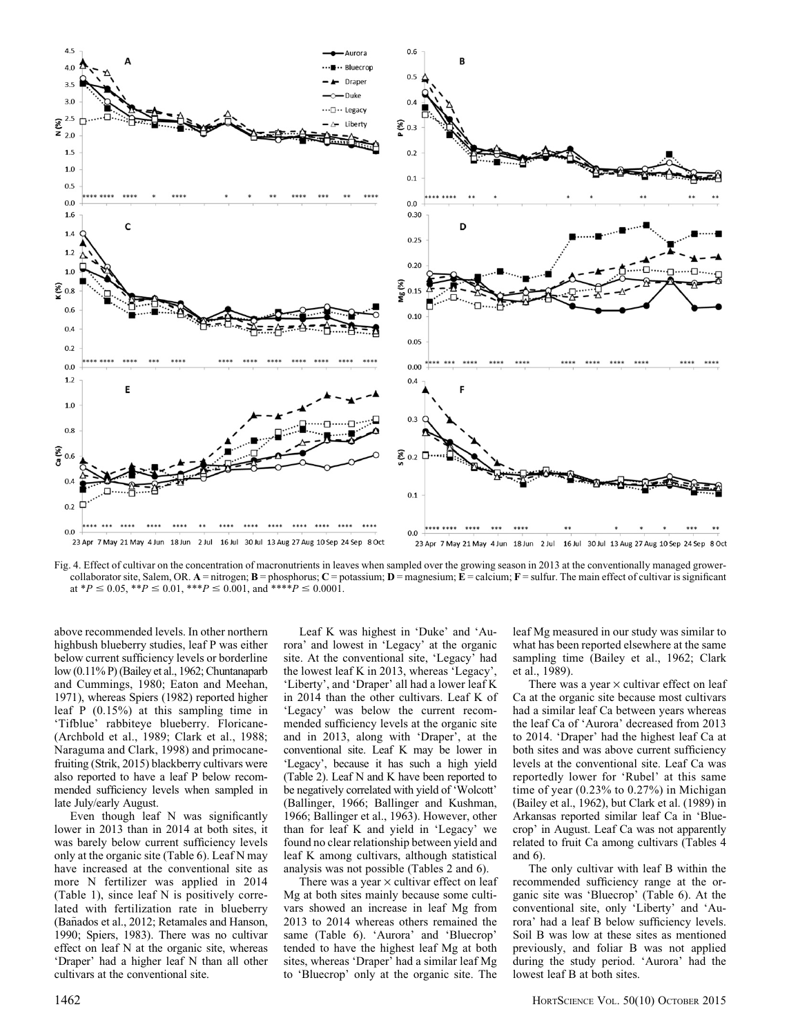Fig. 4. Effect of cultivar on the concentration of macronutrients in leaves when sampled over the growing season in 2013 at the conventionally managed grower-collaborator site, Salem, OR. **A** = nitrogen; **B** = phosphorus; **C** = potassium; **D** = magnesium; **E** = calcium; **F** = sulfur. The main effect of cultivar is significant at $*P \leq 0.05$, $**P \leq 0.01$, $***P \leq 0.001$, and $****P \leq 0.0001$.

above recommended levels. In other northern highbush blueberry studies, leaf P was either below current sufficiency levels or borderline low (0.11% P) (Bailey et al., 1962; Chuntanaparb and Cummings, 1980; Eaton and Meehan, 1971), whereas Spiers (1982) reported higher leaf P (0.15%) at this sampling time in 'Tifblue' rabbiteye blueberry. Floricane- (Archbold et al., 1989; Clark et al., 1988; Naraguma and Clark, 1998) and primocane-fruiting (Strik, 2015) blackberry cultivars were also reported to have a leaf P below recommended sufficiency levels when sampled in late July/early August.

Even though leaf N was significantly lower in 2013 than in 2014 at both sites, it was barely below current sufficiency levels only at the organic site (Table 6). Leaf N may have increased at the conventional site as more N fertilizer was applied in 2014 (Table 1), since leaf N is positively correlated with fertilization rate in blueberry (Bañados et al., 2012; Retamales and Hanson, 1990; Spiers, 1983). There was no cultivar effect on leaf N at the organic site, whereas 'Draper' had a higher leaf N than all other cultivars at the conventional site.

Leaf K was highest in 'Duke' and 'Aurora' and lowest in 'Legacy' at the organic site. At the conventional site, 'Legacy' had the lowest leaf K in 2013, whereas 'Legacy', 'Liberty', and 'Draper' all had a lower leaf K in 2014 than the other cultivars. Leaf K of 'Legacy' was below the current recommended sufficiency levels at the organic site and in 2013, along with 'Draper', at the conventional site. Leaf K may be lower in 'Legacy', because it has such a high yield (Table 2). Leaf N and K have been reported to be negatively correlated with yield of 'Wolcott' (Ballinger, 1966; Ballinger and Kushman, 1966; Ballinger et al., 1963). However, other than for leaf K and yield in 'Legacy' we found no clear relationship between yield and leaf K among cultivars, although statistical analysis was not possible (Tables 2 and 6).

There was a year × cultivar effect on leaf Mg at both sites mainly because some cultivars showed an increase in leaf Mg from 2013 to 2014 whereas others remained the same (Table 6). 'Aurora' and 'Bluecrop' tended to have the highest leaf Mg at both sites, whereas 'Draper' had a similar leaf Mg to 'Bluecrop' only at the organic site. The leaf Mg measured in our study was similar to what has been reported elsewhere at the same sampling time (Bailey et al., 1962; Clark et al., 1989).

There was a year × cultivar effect on leaf Ca at the organic site because most cultivars had a similar leaf Ca between years whereas the leaf Ca of 'Aurora' decreased from 2013 to 2014. 'Draper' had the highest leaf Ca at both sites and was above current sufficiency levels at the conventional site. Leaf Ca was reportedly lower for 'Rubel' at this same time of year (0.23% to 0.27%) in Michigan (Bailey et al., 1962), but Clark et al. (1989) in Arkansas reported similar leaf Ca in 'Bluecrop' in August. Leaf Ca was not apparently related to fruit Ca among cultivars (Tables 4 and 6).

The only cultivar with leaf B within the recommended sufficiency range at the organic site was 'Bluecrop' (Table 6). At the conventional site, only 'Liberty' and 'Aurora' had a leaf B below sufficiency levels. Soil B was low at these sites as mentioned previously, and foliar B was not applied during the study period. 'Aurora' had the lowest leaf B at both sites.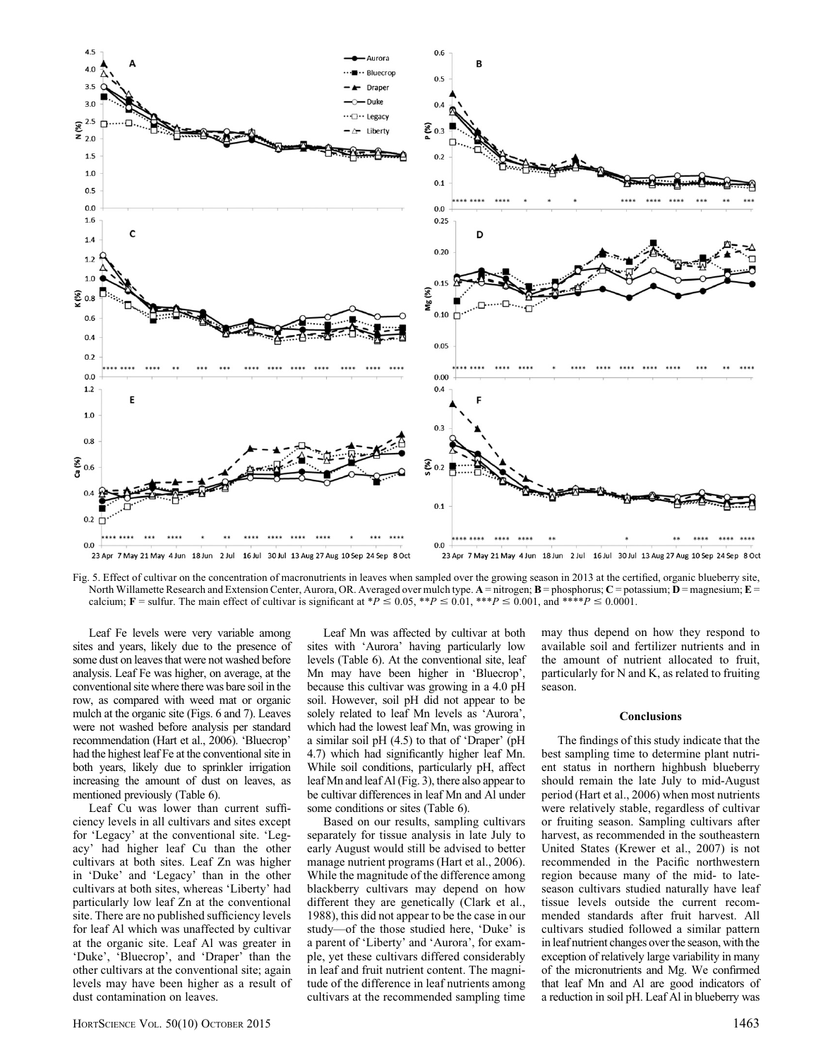Fig. 5. Effect of cultivar on the concentration of macronutrients in leaves when sampled over the growing season in 2013 at the certified, organic blueberry site, North Willamette Research and Extension Center, Aurora, OR. Averaged over mulch type. **A** = nitrogen; **B** = phosphorus; **C** = potassium; **D** = magnesium; **E** = calcium; **F** = sulfur. The main effect of cultivar is significant at \*$P \leq 0.05$, \*\*$P \leq 0.01$, \*\*\*$P \leq 0.001$, and \*\*\*\*$P \leq 0.0001$.

Leaf Fe levels were very variable among sites and years, likely due to the presence of some dust on leaves that were not washed before analysis. Leaf Fe was higher, on average, at the conventional site where there was bare soil in the row, as compared with weed mat or organic mulch at the organic site (Figs. 6 and 7). Leaves were not washed before analysis per standard recommendation (Hart et al., 2006). 'Bluecrop' had the highest leaf Fe at the conventional site in both years, likely due to sprinkler irrigation increasing the amount of dust on leaves, as mentioned previously (Table 6).

Leaf Cu was lower than current sufficiency levels in all cultivars and sites except for 'Legacy' at the conventional site. 'Legacy' had higher leaf Cu than the other cultivars at both sites. Leaf Zn was higher in 'Duke' and 'Legacy' than in the other cultivars at both sites, whereas 'Liberty' had particularly low leaf Zn at the conventional site. There are no published sufficiency levels for leaf Al which was unaffected by cultivar at the organic site. Leaf Al was greater in 'Duke', 'Bluecrop', and 'Draper' than the other cultivars at the conventional site; again levels may have been higher as a result of dust contamination on leaves.

Leaf Mn was affected by cultivar at both sites with 'Aurora' having particularly low levels (Table 6). At the conventional site, leaf Mn may have been higher in 'Bluecrop', because this cultivar was growing in a 4.0 pH soil. However, soil pH did not appear to be solely related to leaf Mn levels as 'Aurora', which had the lowest leaf Mn, was growing in a similar soil pH (4.5) to that of 'Draper' (pH 4.7) which had significantly higher leaf Mn. While soil conditions, particularly pH, affect leaf Mn and leaf Al (Fig. 3), there also appear to be cultivar differences in leaf Mn and Al under some conditions or sites (Table 6).

Based on our results, sampling cultivars separately for tissue analysis in late July to early August would still be advised to better manage nutrient programs (Hart et al., 2006). While the magnitude of the difference among blackberry cultivars may depend on how different they are genetically (Clark et al., 1988), this did not appear to be the case in our study—of the those studied here, 'Duke' is a parent of 'Liberty' and 'Aurora', for example, yet these cultivars differed considerably in leaf and fruit nutrient content. The magnitude of the difference in leaf nutrients among cultivars at the recommended sampling time may thus depend on how they respond to available soil and fertilizer nutrients and in the amount of nutrient allocated to fruit, particularly for N and K, as related to fruiting season.

## Conclusions

The findings of this study indicate that the best sampling time to determine plant nutrient status in northern highbush blueberry should remain the late July to mid-August period (Hart et al., 2006) when most nutrients were relatively stable, regardless of cultivar or fruiting season. Sampling cultivars after harvest, as recommended in the southeastern United States (Krewer et al., 2007) is not recommended in the Pacific northwestern region because many of the mid- to late-season cultivars studied naturally have leaf tissue levels outside the current recommended standards after fruit harvest. All cultivars studied followed a similar pattern in leaf nutrient changes over the season, with the exception of relatively large variability in many of the micronutrients and Mg. We confirmed that leaf Mn and Al are good indicators of a reduction in soil pH. Leaf Al in blueberry was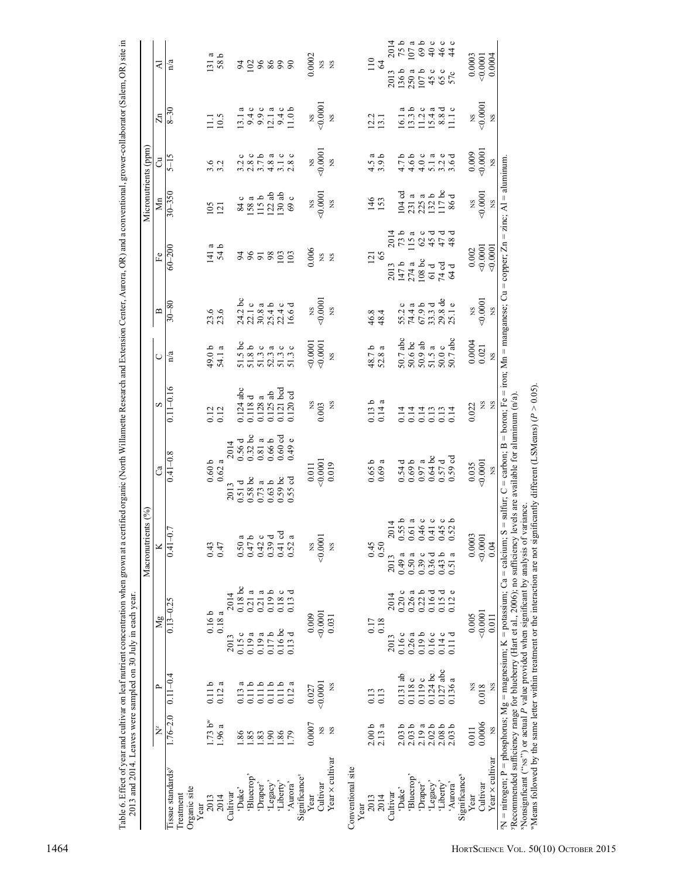Table 6. Effect of year and cultivar on leaf nutrient concentration when grown at a certified organic (North Willamette Research and Extension Center, Aurora, OR) and a conventional, grower-collaborator (Salem, OR) site in 2013 and 2014. Leaves were sampled on 30 July in each year.

| Treatment | N[z] (%) | P (%) | Mg (%) | K (%) | Ca (%) | S (%) | C (%) | B (ppm) | Fe (ppm) | Mn (ppm) | Cu (ppm) | Zn (ppm) | Al (ppm) |
|---|---|---|---|---|---|---|---|---|---|---|---|---|---|
| Tissue standards[y] | 1.76–2.0 | 0.11–0.4 | 0.13–0.25 | 0.41–0.7 | 0.41–0.8 | 0.11–0.16 | n/a | 30–80 | 60–200 | 30–350 | 5–15 | 8–30 | n/a |
| **Organic site** | | | | | | | | | | | | | |
| Year | | | | | | | | | | | | | |
| 2013 | 1.73 b[w] | 0.11 b | 0.16 b | 0.43 | 0.60 b | 0.12 | 49.0 b | 23.6 | 141 a | 105 | 3.6 | 11.1 | 131 a |
| 2014 | 1.96 a | 0.12 a | 0.18 a | 0.47 | 0.62 a | 0.12 | 54.1 a | 23.6 | 54 b | 121 | 3.2 | 10.5 | 58 b |
| Cultivar | | | 2013 / 2014 | | 2013 / 2014 | | | | | | | | |
| 'Duke' | 1.86 | 0.13 a | 0.15 c / 0.18 bc | 0.50 a | 0.51 d / 0.56 d | 0.124 abc | 51.5 bc | 24.2 bc | 94 | 84 c | 3.2 c | 13.1 a | 94 |
| 'Bluecrop' | 1.85 | 0.11 b | 0.19 a / 0.21 a | 0.47 b | 0.58 bc / 0.32 bc | 0.118 d | 51.8 b | 22.1 c | 96 | 158 a | 2.8 c | 9.4 c | 102 |
| 'Draper' | 1.83 | 0.11 b | 0.19 a / 0.21 a | 0.42 c | 0.73 a / 0.81 a | 0.128 a | 51.3 c | 30.8 a | 91 | 115 b | 3.7 b | 9.9 c | 96 |
| 'Legacy' | 1.90 | 0.11 b | 0.17 b / 0.19 b | 0.39 d | 0.63 b / 0.66 b | 0.125 ab | 52.3 a | 25.4 b | 98 | 122 ab | 4.8 a | 12.1 a | 86 |
| 'Liberty' | 1.86 | 0.11 b | 0.16 bc / 0.18 c | 0.41 cd | 0.59 bc / 0.60 cd | 0.121 bcd | 51.3 c | 22.4 c | 103 | 130 ab | 3.1 c | 9.4 c | 99 |
| 'Aurora' | 1.79 | 0.12 a | 0.13 d / 0.13 d | 0.52 a | 0.55 cd / 0.49 e | 0.120 cd | 51.3 c | 16.6 d | 103 | 69 c | 2.8 c | 11.0 b | 90 |
| Significance[x] | | | | | | | | | | | | | |
| Year | 0.0007 | 0.027 | 0.009 | NS | 0.011 | NS | <0.0001 | NS | 0.006 | NS | NS | NS | 0.0002 |
| Cultivar | NS | <0.0001 | <0.0001 | <0.0001 | <0.0001 | 0.003 | <0.0001 | <0.0001 | NS | <0.0001 | <0.0001 | <0.0001 | NS |
| Year × cultivar | NS | NS | 0.031 | NS | 0.019 | NS | NS | NS | NS | NS | NS | NS | NS |
| **Conventional site** | | | | | | | | | | | | | |
| Year | | | | | | | | | | | | | |
| 2013 | 2.00 b | 0.13 | 0.17 | 0.45 | 0.65 b | 0.13 b | 48.7 b | 46.8 | 121 | 146 | 4.5 a | 12.2 | 110 |
| 2014 | 2.13 a | 0.13 | 0.18 | 0.50 | 0.69 a | 0.14 a | 52.8 a | 48.4 | 65 | 153 | 3.9 b | 13.1 | 64 |
| Cultivar | | | 2013 / 2014 | 2013 / 2014 | | | | | 2013 / 2014 | | | | 2013 / 2014 |
| 'Duke' | 2.03 b | 0.131 ab | 0.16 c / 0.20 c | 0.49 a / 0.55 b | 0.54 d | 0.14 | 50.7 abc | 55.2 c | 147 b / 73 b | 104 cd | 4.7 b | 16.1 a | 136 b / 75 b |
| 'Bluecrop' | 2.03 b | 0.118 c | 0.26 a / 0.26 a | 0.50 a / 0.61 a | 0.69 b | 0.14 | 50.6 bc | 74.4 a | 274 a / 115 a | 231 a | 4.6 b | 13.3 b | 250 a / 107 a |
| 'Draper' | 2.19 a | 0.119 c | 0.19 b / 0.22 b | 0.39 c / 0.46 c | 0.97 a | 0.14 | 50.9 ab | 67.9 b | 108 bc / 62 c | 225 a | 4.0 c | 11.2 c | 107 b / 69 b |
| 'Legacy' | 2.02 b | 0.124 bc | 0.16 c / 0.16 d | 0.36 d / 0.41 c | 0.64 bc | 0.13 | 51.5 a | 33.3 d | 61 d / 45 d | 132 b | 5.1 a | 15.4 a | 45 c / 40 c |
| 'Liberty' | 2.08 b | 0.127 abc | 0.14 c / 0.15 d | 0.43 b / 0.45 c | 0.57 d | 0.13 | 50.0 c | 29.8 de | 74 cd / 47 d | 117 bc | 3.2 e | 8.8 d | 65 c / 46 c |
| 'Aurora' | 2.03 b | 0.136 a | 0.11 d / 0.12 e | 0.51 a / 0.52 b | 0.59 cd | 0.14 | 50.7 abc | 25.1 e | 64 d / 48 d | 86 d | 3.6 d | 11.1 c | 57c / 44 c |
| Significance[x] | | | | | | | | | | | | | |
| Year | 0.011 | NS | 0.005 | 0.0003 | 0.035 | 0.022 | 0.0004 | NS | 0.002 | NS | 0.009 | NS | 0.0003 |
| Cultivar | 0.0006 | 0.018 | <0.0001 | <0.0001 | <0.0001 | NS | 0.021 | <0.0001 | <0.0001 | <0.0001 | <0.0001 | <0.0001 | <0.0001 |
| Year × cultivar | NS | NS | 0.011 | 0.04 | NS | NS | NS | NS | <0.0001 | NS | NS | NS | 0.0004 |

[z]N = nitrogen; P = phosphorus; Mg = magnesium; K = potassium; Ca = calcium; S = sulfur; C = carbon; B = boron; Fe = iron; Mn = manganese; Cu = copper; Zn = zinc; Al = aluminum.

[y]Recommended sufficiency range for blueberry (Hart et al., 2006); no sufficiency levels are available for aluminum (n/a).

[x]Nonsignificant ("NS") or actual *P* value provided when significant by analysis of variance.

[w]Means followed by the same letter within treatment or the interaction are not significantly different (LSMeans) ($P > 0.05$).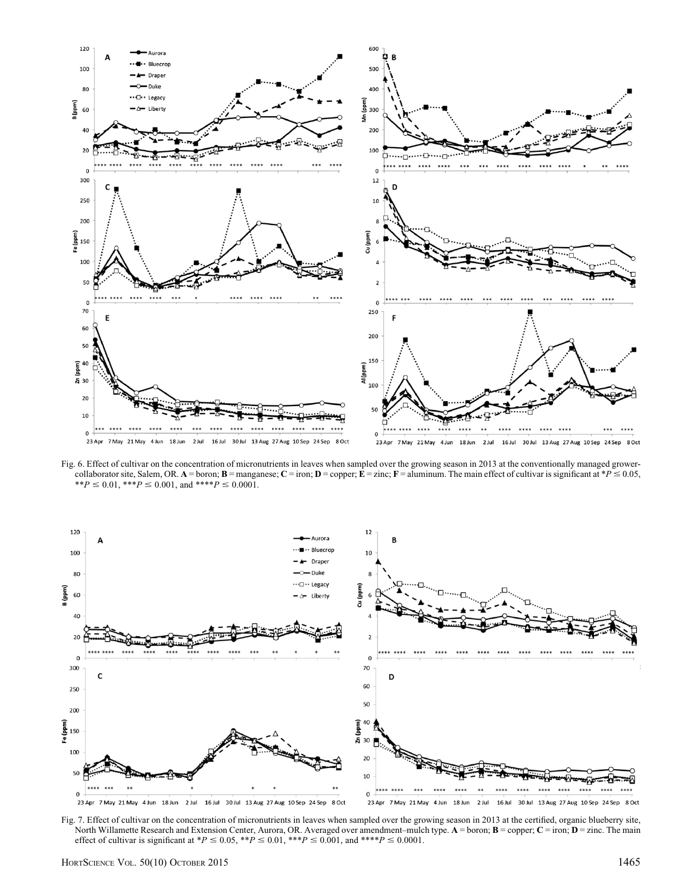Fig. 6. Effect of cultivar on the concentration of micronutrients in leaves when sampled over the growing season in 2013 at the conventionally managed grower-collaborator site, Salem, OR. **A** = boron; **B** = manganese; **C** = iron; **D** = copper; **E** = zinc; **F** = aluminum. The main effect of cultivar is significant at $*P \leq 0.05$, $**P \leq 0.01$, $***P \leq 0.001$, and $****P \leq 0.0001$.

Fig. 7. Effect of cultivar on the concentration of micronutrients in leaves when sampled over the growing season in 2013 at the certified, organic blueberry site, North Willamette Research and Extension Center, Aurora, OR. Averaged over amendment–mulch type. **A** = boron; **B** = copper; **C** = iron; **D** = zinc. The main effect of cultivar is significant at $*P \leq 0.05$, $**P \leq 0.01$, $***P \leq 0.001$, and $****P \leq 0.0001$.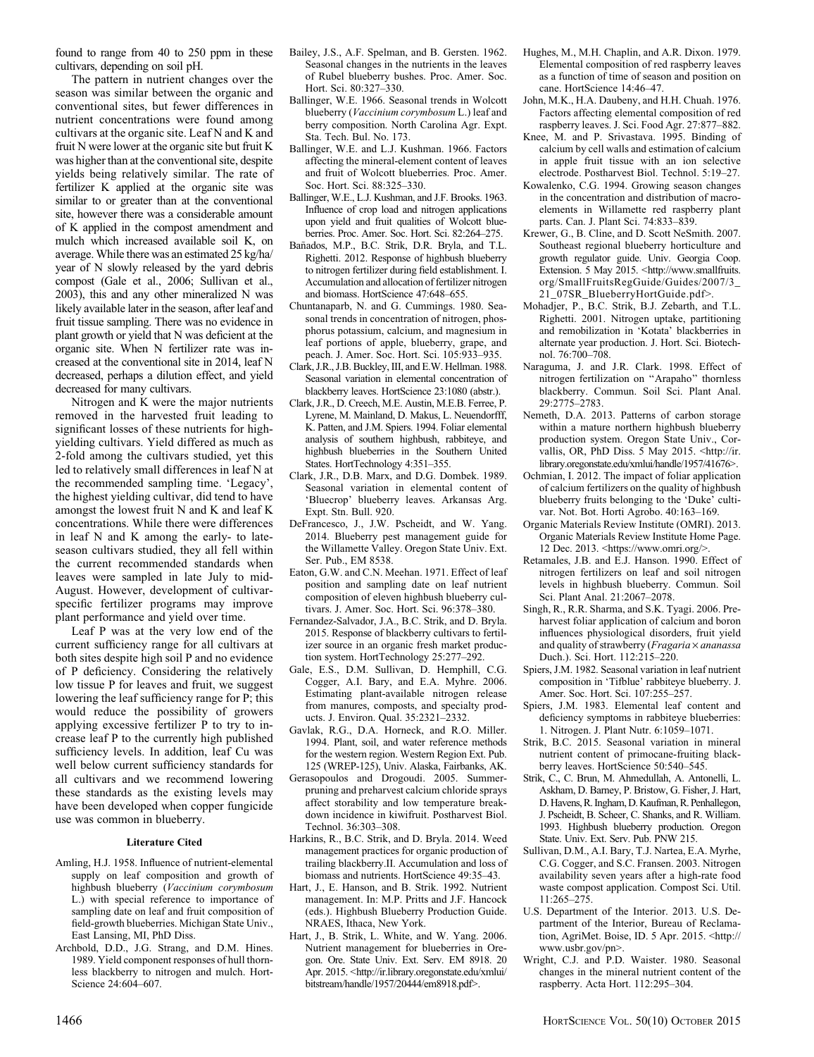found to range from 40 to 250 ppm in these cultivars, depending on soil pH.

The pattern in nutrient changes over the season was similar between the organic and conventional sites, but fewer differences in nutrient concentrations were found among cultivars at the organic site. Leaf N and K and fruit N were lower at the organic site but fruit K was higher than at the conventional site, despite yields being relatively similar. The rate of fertilizer K applied at the organic site was similar to or greater than at the conventional site, however there was a considerable amount of K applied in the compost amendment and mulch which increased available soil K, on average. While there was an estimated 25 kg/ha/year of N slowly released by the yard debris compost (Gale et al., 2006; Sullivan et al., 2003), this and any other mineralized N was likely available later in the season, after leaf and fruit tissue sampling. There was no evidence in plant growth or yield that N was deficient at the organic site. When N fertilizer rate was increased at the conventional site in 2014, leaf N decreased, perhaps a dilution effect, and yield decreased for many cultivars.

Nitrogen and K were the major nutrients removed in the harvested fruit leading to significant losses of these nutrients for high-yielding cultivars. Yield differed as much as 2-fold among the cultivars studied, yet this led to relatively small differences in leaf N at the recommended sampling time. 'Legacy', the highest yielding cultivar, did tend to have amongst the lowest fruit N and K and leaf K concentrations. While there were differences in leaf N and K among the early- to late-season cultivars studied, they all fell within the current recommended standards when leaves were sampled in late July to mid-August. However, development of cultivar-specific fertilizer programs may improve plant performance and yield over time.

Leaf P was at the very low end of the current sufficiency range for all cultivars at both sites despite high soil P and no evidence of P deficiency. Considering the relatively low tissue P for leaves and fruit, we suggest lowering the leaf sufficiency range for P; this would reduce the possibility of growers applying excessive fertilizer P to try to increase leaf P to the currently high published sufficiency levels. In addition, leaf Cu was well below current sufficiency standards for all cultivars and we recommend lowering these standards as the existing levels may have been developed when copper fungicide use was common in blueberry.

## Literature Cited

Amling, H.J. 1958. Influence of nutrient-elemental supply on leaf composition and growth of highbush blueberry (*Vaccinium corymbosum* L.) with special reference to importance of sampling date on leaf and fruit composition of field-growth blueberries. Michigan State Univ., East Lansing, MI, PhD Diss.

Archbold, D.D., J.G. Strang, and D.M. Hines. 1989. Yield component responses of hull thornless blackberry to nitrogen and mulch. HortScience 24:604–607.

Bailey, J.S., A.F. Spelman, and B. Gersten. 1962. Seasonal changes in the nutrients in the leaves of Rubel blueberry bushes. Proc. Amer. Soc. Hort. Sci. 80:327–330.

Ballinger, W.E. 1966. Seasonal trends in Wolcott blueberry (*Vaccinium corymbosum* L.) leaf and berry composition. North Carolina Agr. Expt. Sta. Tech. Bul. No. 173.

Ballinger, W.E. and L.J. Kushman. 1966. Factors affecting the mineral-element content of leaves and fruit of Wolcott blueberries. Proc. Amer. Soc. Hort. Sci. 88:325–330.

Ballinger, W.E., L.J. Kushman, and J.F. Brooks. 1963. Influence of crop load and nitrogen applications upon yield and fruit qualities of Wolcott blueberries. Proc. Amer. Soc. Hort. Sci. 82:264–275.

Bañados, M.P., B.C. Strik, D.R. Bryla, and T.L. Righetti. 2012. Response of highbush blueberry to nitrogen fertilizer during field establishment. I. Accumulation and allocation of fertilizer nitrogen and biomass. HortScience 47:648–655.

Chuntanaparb, N. and G. Cummings. 1980. Seasonal trends in concentration of nitrogen, phosphorus potassium, calcium, and magnesium in leaf portions of apple, blueberry, grape, and peach. J. Amer. Soc. Hort. Sci. 105:933–935.

Clark, J.R., J.B. Buckley, III, and E.W. Hellman. 1988. Seasonal variation in elemental concentration of blackberry leaves. HortScience 23:1080 (abstr.).

Clark, J.R., D. Creech, M.E. Austin, M.E.B. Ferree, P. Lyrene, M. Mainland, D. Makus, L. Neuendorfff, K. Patten, and J.M. Spiers. 1994. Foliar elemental analysis of southern highbush, rabbiteye, and highbush blueberries in the Southern United States. HortTechnology 4:351–355.

Clark, J.R., D.B. Marx, and D.G. Dombek. 1989. Seasonal variation in elemental content of 'Bluecrop' blueberry leaves. Arkansas Arg. Expt. Stn. Bull. 920.

DeFrancesco, J., J.W. Pscheidt, and W. Yang. 2014. Blueberry pest management guide for the Willamette Valley. Oregon State Univ. Ext. Ser. Pub., EM 8538.

Eaton, G.W. and C.N. Meehan. 1971. Effect of leaf position and sampling date on leaf nutrient composition of eleven highbush blueberry cultivars. J. Amer. Soc. Hort. Sci. 96:378–380.

Fernandez-Salvador, J.A., B.C. Strik, and D. Bryla. 2015. Response of blackberry cultivars to fertilizer source in an organic fresh market production system. HortTechnology 25:277–292.

Gale, E.S., D.M. Sullivan, D. Hemphill, C.G. Cogger, A.I. Bary, and E.A. Myhre. 2006. Estimating plant-available nitrogen release from manures, composts, and specialty products. J. Environ. Qual. 35:2321–2332.

Gavlak, R.G., D.A. Horneck, and R.O. Miller. 1994. Plant, soil, and water reference methods for the western region. Western Region Ext. Pub. 125 (WREP-125), Univ. Alaska, Fairbanks, AK.

Gerasopoulos and Drogoudi. 2005. Summer-pruning and preharvest calcium chloride sprays affect storability and low temperature breakdown incidence in kiwifruit. Postharvest Biol. Technol. 36:303–308.

Harkins, R., B.C. Strik, and D. Bryla. 2014. Weed management practices for organic production of trailing blackberry.II. Accumulation and loss of biomass and nutrients. HortScience 49:35–43.

Hart, J., E. Hanson, and B. Strik. 1992. Nutrient management. In: M.P. Pritts and J.F. Hancock (eds.). Highbush Blueberry Production Guide. NRAES, Ithaca, New York.

Hart, J., B. Strik, L. White, and W. Yang. 2006. Nutrient management for blueberries in Oregon. Ore. State Univ. Ext. Serv. EM 8918. 20 Apr. 2015. <http://ir.library.oregonstate.edu/xmlui/bitstream/handle/1957/20444/em8918.pdf>.

Hughes, M., M.H. Chaplin, and A.R. Dixon. 1979. Elemental composition of red raspberry leaves as a function of time of season and position on cane. HortScience 14:46–47.

John, M.K., H.A. Daubeny, and H.H. Chuah. 1976. Factors affecting elemental composition of red raspberry leaves. J. Sci. Food Agr. 27:877–882.

Knee, M. and P. Srivastava. 1995. Binding of calcium by cell walls and estimation of calcium in apple fruit tissue with an ion selective electrode. Postharvest Biol. Technol. 5:19–27.

Kowalenko, C.G. 1994. Growing season changes in the concentration and distribution of macroelements in Willamette red raspberry plant parts. Can. J. Plant Sci. 74:833–839.

Krewer, G., B. Cline, and D. Scott NeSmith. 2007. Southeast regional blueberry horticulture and growth regulator guide. Univ. Georgia Coop. Extension. 5 May 2015. <http://www.smallfruits.org/SmallFruitsRegGuide/Guides/2007/3_21_07SR_BlueberryHortGuide.pdf>.

Mohadjer, P., B.C. Strik, B.J. Zebarth, and T.L. Righetti. 2001. Nitrogen uptake, partitioning and remobilization in 'Kotata' blackberries in alternate year production. J. Hort. Sci. Biotechnol. 76:700–708.

Naraguma, J. and J.R. Clark. 1998. Effect of nitrogen fertilization on "Arapaho" thornless blackberry. Commun. Soil Sci. Plant Anal. 29:2775–2783.

Nemeth, D.A. 2013. Patterns of carbon storage within a mature northern highbush blueberry production system. Oregon State Univ., Corvallis, OR, PhD Diss. 5 May 2015. <http://ir.library.oregonstate.edu/xmlui/handle/1957/41676>.

Ochmian, I. 2012. The impact of foliar application of calcium fertilizers on the quality of highbush blueberry fruits belonging to the 'Duke' cultivar. Not. Bot. Horti Agrobo. 40:163–169.

Organic Materials Review Institute (OMRI). 2013. Organic Materials Review Institute Home Page. 12 Dec. 2013. <https://www.omri.org/>.

Retamales, J.B. and E.J. Hanson. 1990. Effect of nitrogen fertilizers on leaf and soil nitrogen levels in highbush blueberry. Commun. Soil Sci. Plant Anal. 21:2067–2078.

Singh, R., R.R. Sharma, and S.K. Tyagi. 2006. Preharvest foliar application of calcium and boron influences physiological disorders, fruit yield and quality of strawberry (*Fragaria × ananassa* Duch.). Sci. Hort. 112:215–220.

Spiers, J.M. 1982. Seasonal variation in leaf nutrient composition in 'Tifblue' rabbiteye blueberry. J. Amer. Soc. Hort. Sci. 107:255–257.

Spiers, J.M. 1983. Elemental leaf content and deficiency symptoms in rabbiteye blueberries: 1. Nitrogen. J. Plant Nutr. 6:1059–1071.

Strik, B.C. 2015. Seasonal variation in mineral nutrient content of primocane-fruiting blackberry leaves. HortScience 50:540–545.

Strik, C., C. Brun, M. Ahmedullah, A. Antonelli, L. Askham, D. Barney, P. Bristow, G. Fisher, J. Hart, D. Havens, R. Ingham, D. Kaufman, R. Penhallegon, J. Pscheidt, B. Scheer, C. Shanks, and R. William. 1993. Highbush blueberry production. Oregon State. Univ. Ext. Serv. Pub. PNW 215.

Sullivan, D.M., A.I. Bary, T.J. Nartea, E.A. Myhre, C.G. Cogger, and S.C. Fransen. 2003. Nitrogen availability seven years after a high-rate food waste compost application. Compost Sci. Util. 11:265–275.

U.S. Department of the Interior. 2013. U.S. Department of the Interior, Bureau of Reclamation, AgriMet. Boise, ID. 5 Apr. 2015. <http://www.usbr.gov/pn>.

Wright, C.J. and P.D. Waister. 1980. Seasonal changes in the mineral nutrient content of the raspberry. Acta Hort. 112:295–304.